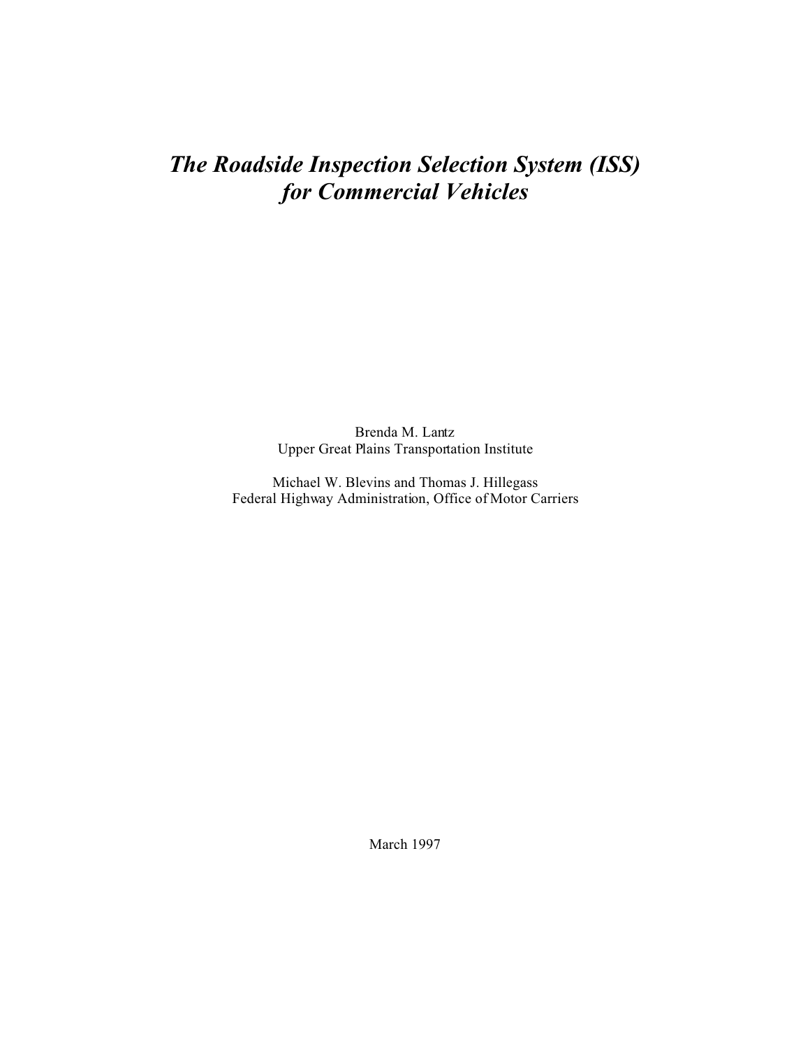# *The Roadside Inspection Selection System (ISS) for Commercial Vehicles*

Brenda M. Lantz
Upper Great Plains Transportation Institute

Michael W. Blevins and Thomas J. Hillegass
Federal Highway Administration, Office of Motor Carriers

March 1997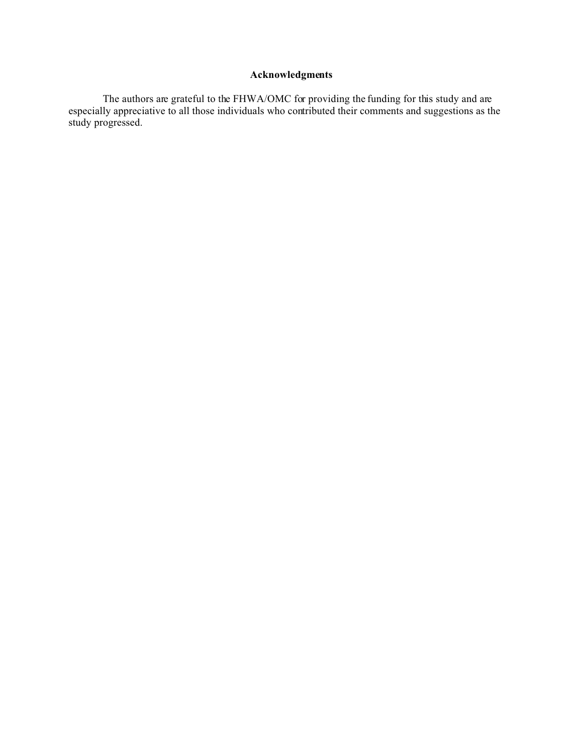## Acknowledgments

The authors are grateful to the FHWA/OMC for providing the funding for this study and are especially appreciative to all those individuals who contributed their comments and suggestions as the study progressed.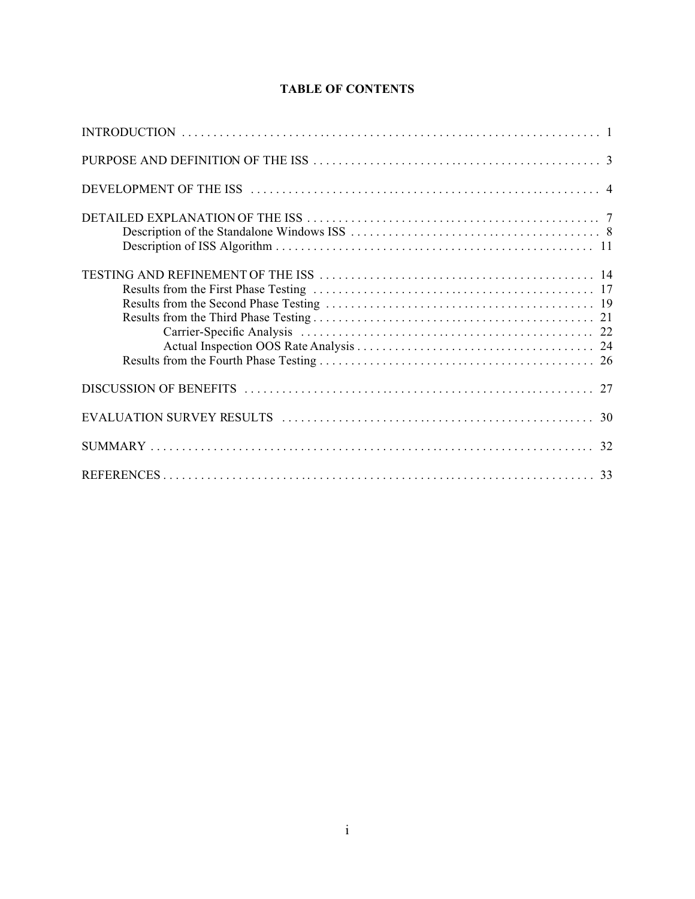# TABLE OF CONTENTS

INTRODUCTION . . . . . . . . . . . . . . . . . . . . . . . . . . . . . . . . . . . . . . . . . . . . . . . . . . . . . . . . . . . . . . . . . . 1

PURPOSE AND DEFINITION OF THE ISS . . . . . . . . . . . . . . . . . . . . . . . . . . . . . . . . . . . . . . . . . . . . . . 3

DEVELOPMENT OF THE ISS . . . . . . . . . . . . . . . . . . . . . . . . . . . . . . . . . . . . . . . . . . . . . . . . . . . . . . . 4

DETAILED EXPLANATION OF THE ISS . . . . . . . . . . . . . . . . . . . . . . . . . . . . . . . . . . . . . . . . . . . . . . . 7
- Description of the Standalone Windows ISS . . . . . . . . . . . . . . . . . . . . . . . . . . . . . . . . . . . . . . . . 8
- Description of ISS Algorithm . . . . . . . . . . . . . . . . . . . . . . . . . . . . . . . . . . . . . . . . . . . . . . . . . . . 11

TESTING AND REFINEMENT OF THE ISS . . . . . . . . . . . . . . . . . . . . . . . . . . . . . . . . . . . . . . . . . . . . 14
- Results from the First Phase Testing . . . . . . . . . . . . . . . . . . . . . . . . . . . . . . . . . . . . . . . . . . . . . 17
- Results from the Second Phase Testing . . . . . . . . . . . . . . . . . . . . . . . . . . . . . . . . . . . . . . . . . . . 19
- Results from the Third Phase Testing . . . . . . . . . . . . . . . . . . . . . . . . . . . . . . . . . . . . . . . . . . . . . 21
  - Carrier-Specific Analysis . . . . . . . . . . . . . . . . . . . . . . . . . . . . . . . . . . . . . . . . . . . . . . . 22
  - Actual Inspection OOS Rate Analysis . . . . . . . . . . . . . . . . . . . . . . . . . . . . . . . . . . . . . . 24
- Results from the Fourth Phase Testing . . . . . . . . . . . . . . . . . . . . . . . . . . . . . . . . . . . . . . . . . . . . 26

DISCUSSION OF BENEFITS . . . . . . . . . . . . . . . . . . . . . . . . . . . . . . . . . . . . . . . . . . . . . . . . . . . . . . . 27

EVALUATION SURVEY RESULTS . . . . . . . . . . . . . . . . . . . . . . . . . . . . . . . . . . . . . . . . . . . . . . . . . . 30

SUMMARY . . . . . . . . . . . . . . . . . . . . . . . . . . . . . . . . . . . . . . . . . . . . . . . . . . . . . . . . . . . . . . . . . . . . . 32

REFERENCES . . . . . . . . . . . . . . . . . . . . . . . . . . . . . . . . . . . . . . . . . . . . . . . . . . . . . . . . . . . . . . . . . . . 33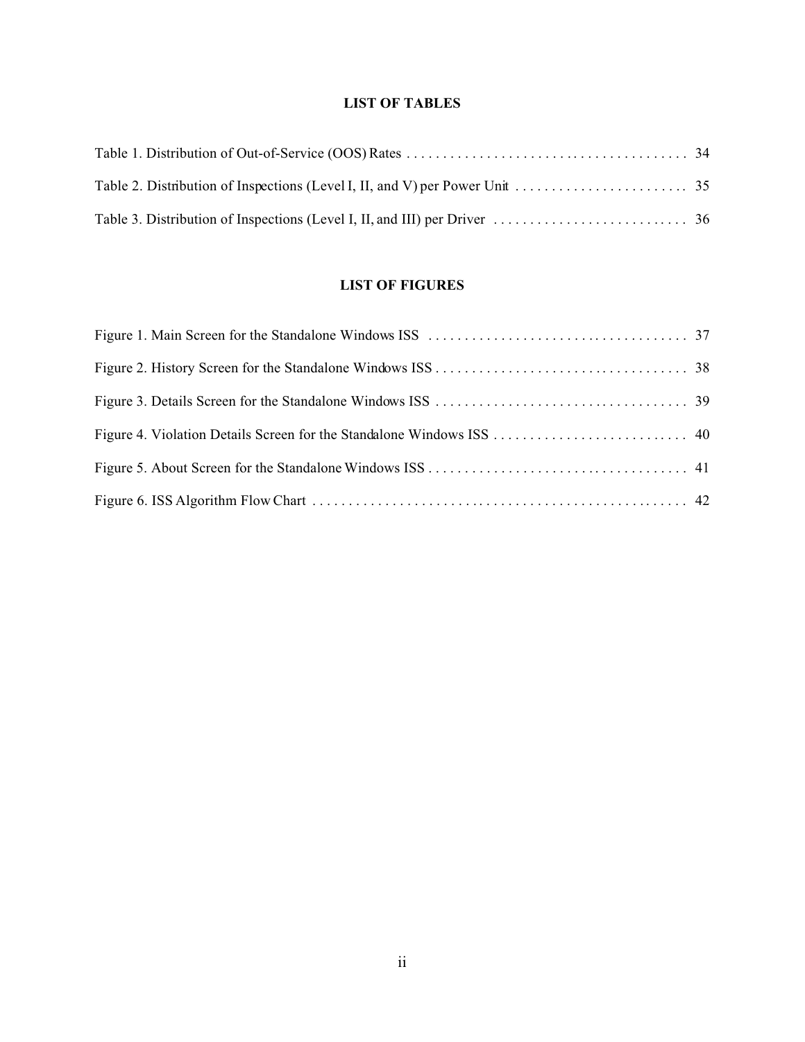## LIST OF TABLES

Table 1. Distribution of Out-of-Service (OOS) Rates . . . . . . . . . . . . . . . . . . . . . . . . . . . . . . . . . . . . . . . 34

Table 2. Distribution of Inspections (Level I, II, and V) per Power Unit . . . . . . . . . . . . . . . . . . . . . . . . 35

Table 3. Distribution of Inspections (Level I, II, and III) per Driver . . . . . . . . . . . . . . . . . . . . . . . . . . . 36

## LIST OF FIGURES

Figure 1. Main Screen for the Standalone Windows ISS . . . . . . . . . . . . . . . . . . . . . . . . . . . . . . . . . . . . 37

Figure 2. History Screen for the Standalone Windows ISS . . . . . . . . . . . . . . . . . . . . . . . . . . . . . . . . . . . 38

Figure 3. Details Screen for the Standalone Windows ISS . . . . . . . . . . . . . . . . . . . . . . . . . . . . . . . . . . . 39

Figure 4. Violation Details Screen for the Standalone Windows ISS . . . . . . . . . . . . . . . . . . . . . . . . . . . 40

Figure 5. About Screen for the Standalone Windows ISS . . . . . . . . . . . . . . . . . . . . . . . . . . . . . . . . . . . . 41

Figure 6. ISS Algorithm Flow Chart . . . . . . . . . . . . . . . . . . . . . . . . . . . . . . . . . . . . . . . . . . . . . . . . . . . 42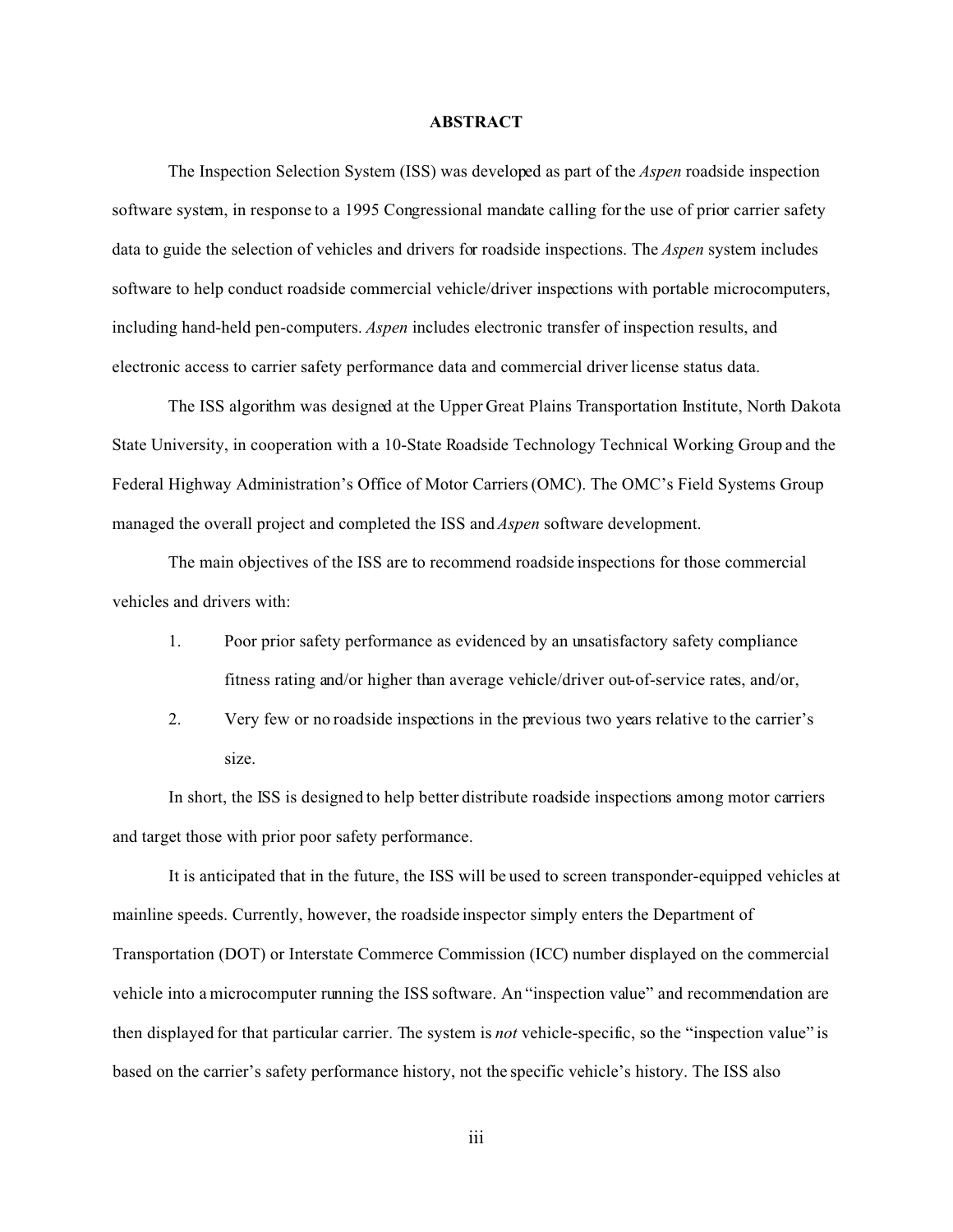# ABSTRACT

The Inspection Selection System (ISS) was developed as part of the *Aspen* roadside inspection software system, in response to a 1995 Congressional mandate calling for the use of prior carrier safety data to guide the selection of vehicles and drivers for roadside inspections. The *Aspen* system includes software to help conduct roadside commercial vehicle/driver inspections with portable microcomputers, including hand-held pen-computers. *Aspen* includes electronic transfer of inspection results, and electronic access to carrier safety performance data and commercial driver license status data.

The ISS algorithm was designed at the Upper Great Plains Transportation Institute, North Dakota State University, in cooperation with a 10-State Roadside Technology Technical Working Group and the Federal Highway Administration's Office of Motor Carriers (OMC). The OMC's Field Systems Group managed the overall project and completed the ISS and *Aspen* software development.

The main objectives of the ISS are to recommend roadside inspections for those commercial vehicles and drivers with:

1. Poor prior safety performance as evidenced by an unsatisfactory safety compliance fitness rating and/or higher than average vehicle/driver out-of-service rates, and/or,
2. Very few or no roadside inspections in the previous two years relative to the carrier's size.

In short, the ISS is designed to help better distribute roadside inspections among motor carriers and target those with prior poor safety performance.

It is anticipated that in the future, the ISS will be used to screen transponder-equipped vehicles at mainline speeds. Currently, however, the roadside inspector simply enters the Department of Transportation (DOT) or Interstate Commerce Commission (ICC) number displayed on the commercial vehicle into a microcomputer running the ISS software. An "inspection value" and recommendation are then displayed for that particular carrier. The system is *not* vehicle-specific, so the "inspection value" is based on the carrier's safety performance history, not the specific vehicle's history. The ISS also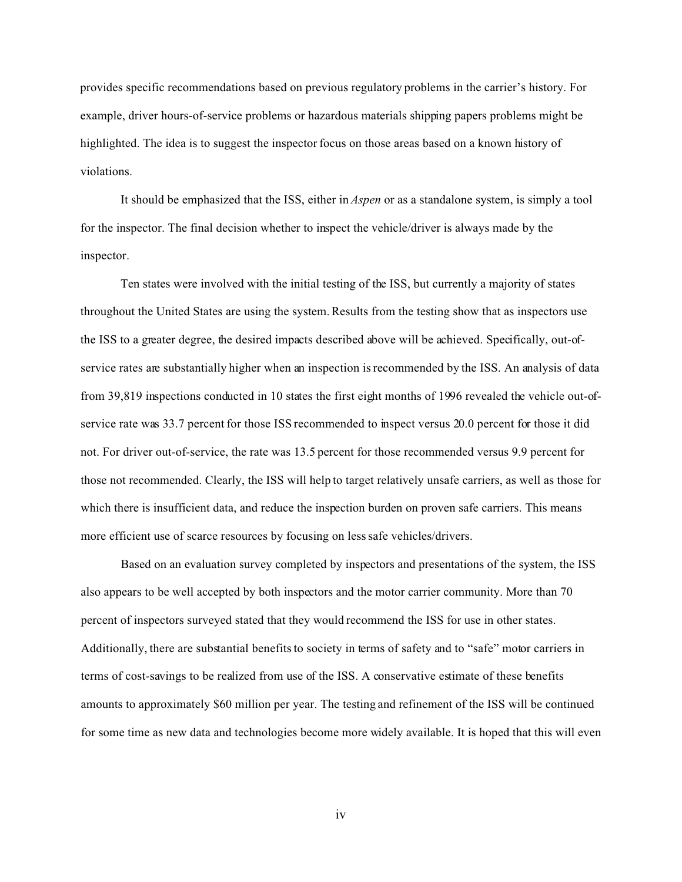provides specific recommendations based on previous regulatory problems in the carrier's history. For example, driver hours-of-service problems or hazardous materials shipping papers problems might be highlighted. The idea is to suggest the inspector focus on those areas based on a known history of violations.

It should be emphasized that the ISS, either in *Aspen* or as a standalone system, is simply a tool for the inspector. The final decision whether to inspect the vehicle/driver is always made by the inspector.

Ten states were involved with the initial testing of the ISS, but currently a majority of states throughout the United States are using the system. Results from the testing show that as inspectors use the ISS to a greater degree, the desired impacts described above will be achieved. Specifically, out-of-service rates are substantially higher when an inspection is recommended by the ISS. An analysis of data from 39,819 inspections conducted in 10 states the first eight months of 1996 revealed the vehicle out-of-service rate was 33.7 percent for those ISS recommended to inspect versus 20.0 percent for those it did not. For driver out-of-service, the rate was 13.5 percent for those recommended versus 9.9 percent for those not recommended. Clearly, the ISS will help to target relatively unsafe carriers, as well as those for which there is insufficient data, and reduce the inspection burden on proven safe carriers. This means more efficient use of scarce resources by focusing on less safe vehicles/drivers.

Based on an evaluation survey completed by inspectors and presentations of the system, the ISS also appears to be well accepted by both inspectors and the motor carrier community. More than 70 percent of inspectors surveyed stated that they would recommend the ISS for use in other states. Additionally, there are substantial benefits to society in terms of safety and to "safe" motor carriers in terms of cost-savings to be realized from use of the ISS. A conservative estimate of these benefits amounts to approximately $60 million per year. The testing and refinement of the ISS will be continued for some time as new data and technologies become more widely available. It is hoped that this will even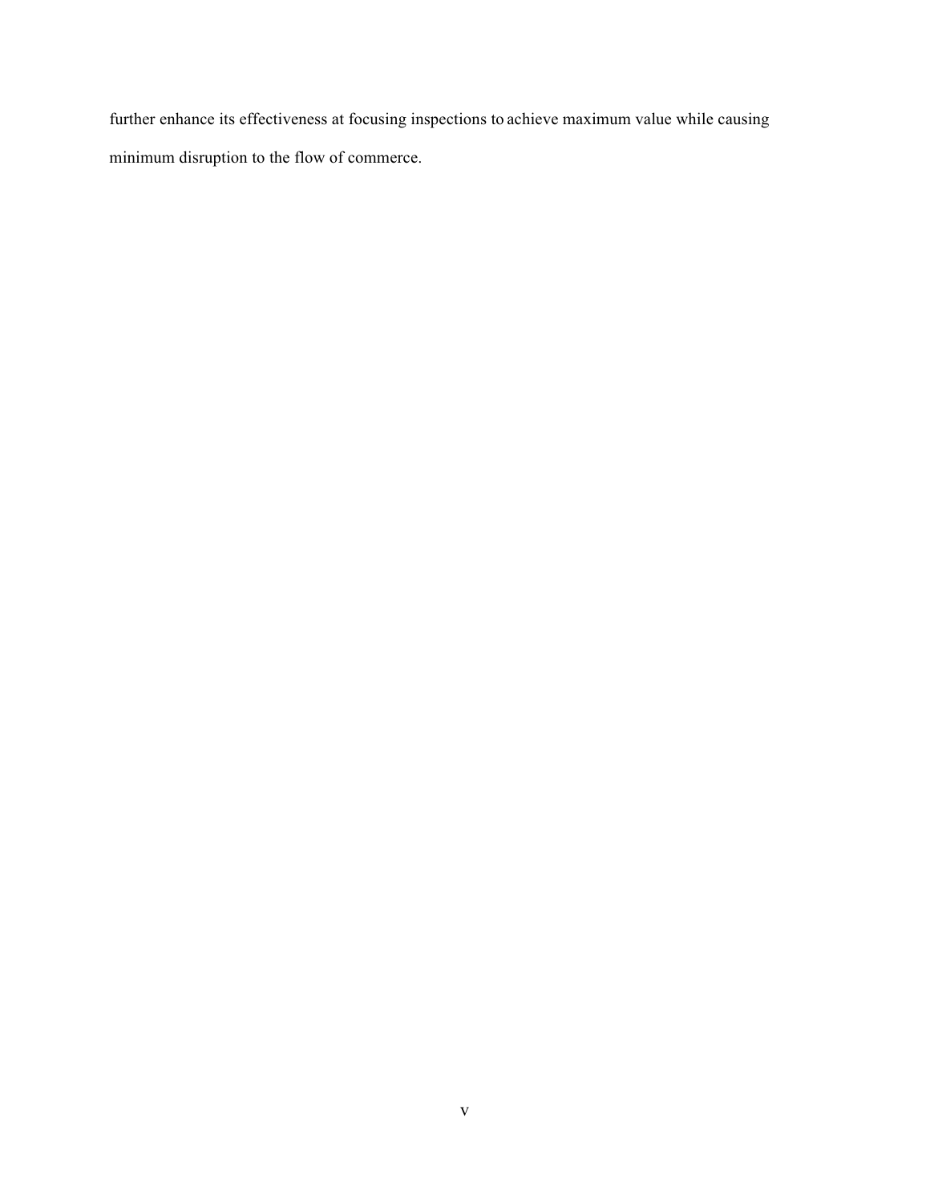further enhance its effectiveness at focusing inspections to achieve maximum value while causing minimum disruption to the flow of commerce.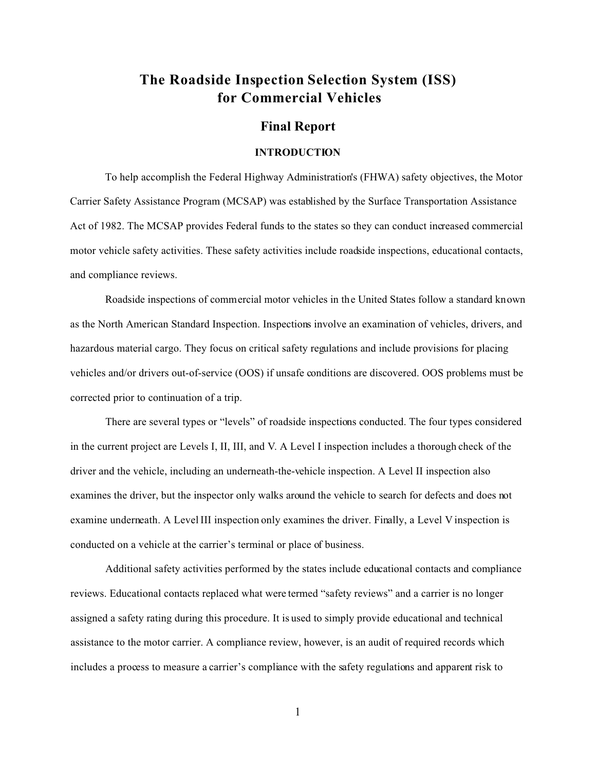# The Roadside Inspection Selection System (ISS) for Commercial Vehicles

## Final Report

### INTRODUCTION

To help accomplish the Federal Highway Administration's (FHWA) safety objectives, the Motor Carrier Safety Assistance Program (MCSAP) was established by the Surface Transportation Assistance Act of 1982. The MCSAP provides Federal funds to the states so they can conduct increased commercial motor vehicle safety activities. These safety activities include roadside inspections, educational contacts, and compliance reviews.

Roadside inspections of commercial motor vehicles in the United States follow a standard known as the North American Standard Inspection. Inspections involve an examination of vehicles, drivers, and hazardous material cargo. They focus on critical safety regulations and include provisions for placing vehicles and/or drivers out-of-service (OOS) if unsafe conditions are discovered. OOS problems must be corrected prior to continuation of a trip.

There are several types or "levels" of roadside inspections conducted. The four types considered in the current project are Levels I, II, III, and V. A Level I inspection includes a thorough check of the driver and the vehicle, including an underneath-the-vehicle inspection. A Level II inspection also examines the driver, but the inspector only walks around the vehicle to search for defects and does not examine underneath. A Level III inspection only examines the driver. Finally, a Level V inspection is conducted on a vehicle at the carrier's terminal or place of business.

Additional safety activities performed by the states include educational contacts and compliance reviews. Educational contacts replaced what were termed "safety reviews" and a carrier is no longer assigned a safety rating during this procedure. It is used to simply provide educational and technical assistance to the motor carrier. A compliance review, however, is an audit of required records which includes a process to measure a carrier's compliance with the safety regulations and apparent risk to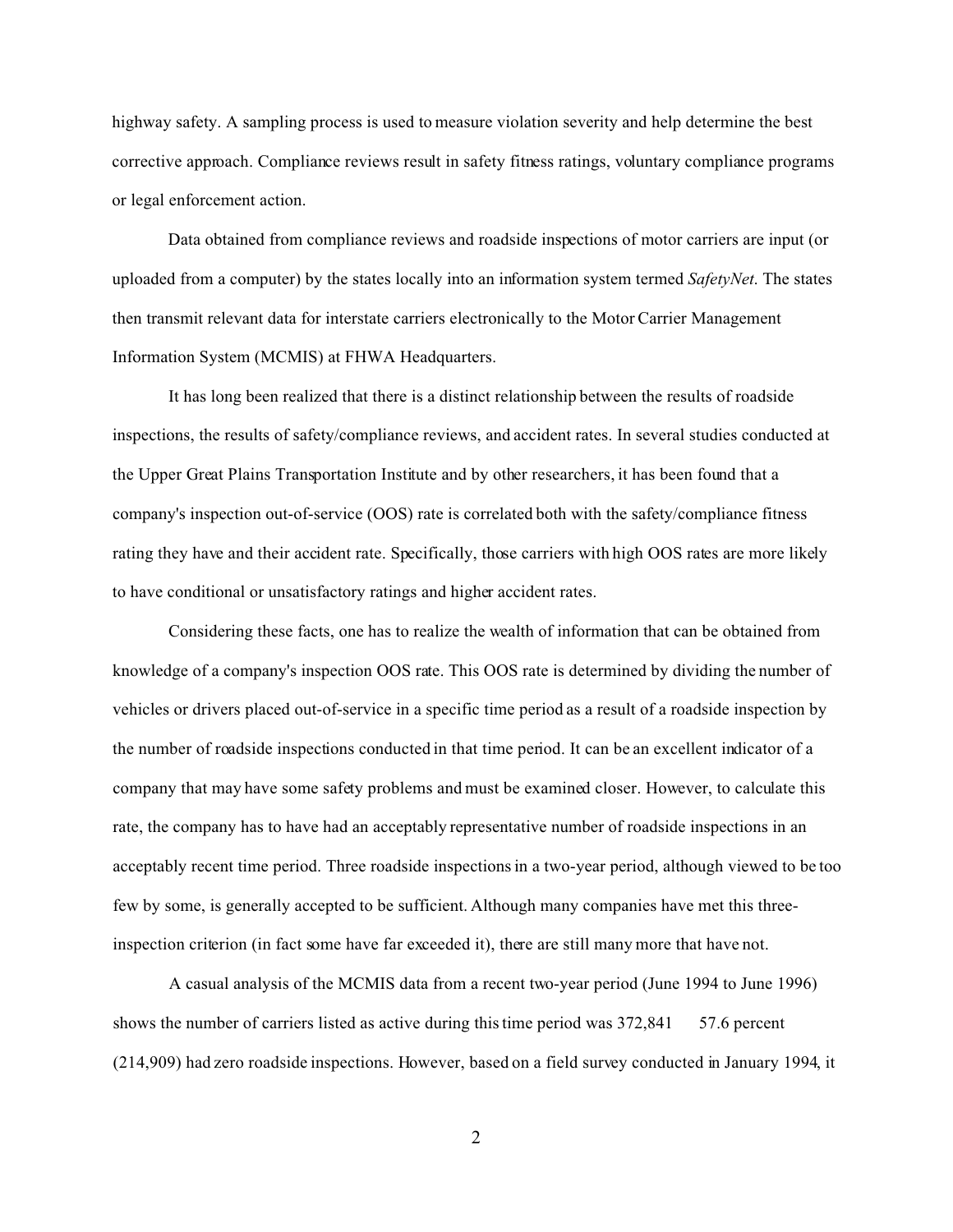highway safety. A sampling process is used to measure violation severity and help determine the best corrective approach. Compliance reviews result in safety fitness ratings, voluntary compliance programs or legal enforcement action.

Data obtained from compliance reviews and roadside inspections of motor carriers are input (or uploaded from a computer) by the states locally into an information system termed *SafetyNet*. The states then transmit relevant data for interstate carriers electronically to the Motor Carrier Management Information System (MCMIS) at FHWA Headquarters.

It has long been realized that there is a distinct relationship between the results of roadside inspections, the results of safety/compliance reviews, and accident rates. In several studies conducted at the Upper Great Plains Transportation Institute and by other researchers, it has been found that a company's inspection out-of-service (OOS) rate is correlated both with the safety/compliance fitness rating they have and their accident rate. Specifically, those carriers with high OOS rates are more likely to have conditional or unsatisfactory ratings and higher accident rates.

Considering these facts, one has to realize the wealth of information that can be obtained from knowledge of a company's inspection OOS rate. This OOS rate is determined by dividing the number of vehicles or drivers placed out-of-service in a specific time period as a result of a roadside inspection by the number of roadside inspections conducted in that time period. It can be an excellent indicator of a company that may have some safety problems and must be examined closer. However, to calculate this rate, the company has to have had an acceptably representative number of roadside inspections in an acceptably recent time period. Three roadside inspections in a two-year period, although viewed to be too few by some, is generally accepted to be sufficient. Although many companies have met this three-inspection criterion (in fact some have far exceeded it), there are still many more that have not.

A casual analysis of the MCMIS data from a recent two-year period (June 1994 to June 1996) shows the number of carriers listed as active during this time period was 372,841 57.6 percent (214,909) had zero roadside inspections. However, based on a field survey conducted in January 1994, it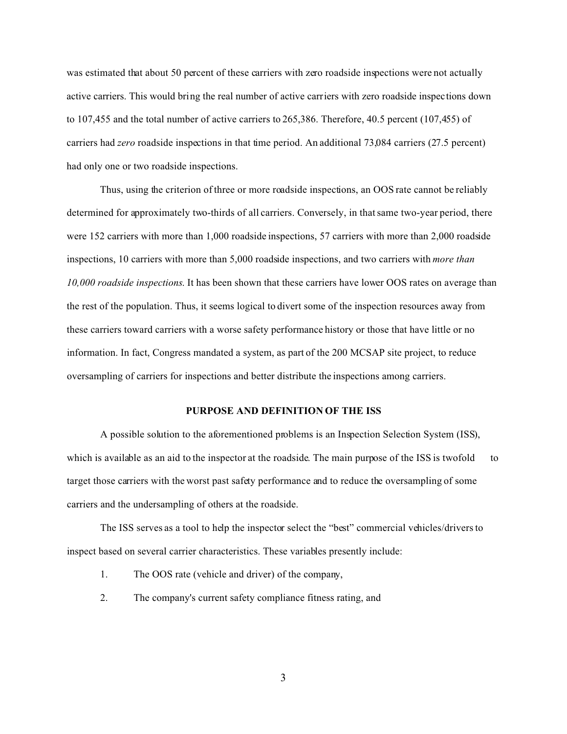was estimated that about 50 percent of these carriers with zero roadside inspections were not actually active carriers. This would bring the real number of active carriers with zero roadside inspections down to 107,455 and the total number of active carriers to 265,386. Therefore, 40.5 percent (107,455) of carriers had *zero* roadside inspections in that time period. An additional 73,084 carriers (27.5 percent) had only one or two roadside inspections.

Thus, using the criterion of three or more roadside inspections, an OOS rate cannot be reliably determined for approximately two-thirds of all carriers. Conversely, in that same two-year period, there were 152 carriers with more than 1,000 roadside inspections, 57 carriers with more than 2,000 roadside inspections, 10 carriers with more than 5,000 roadside inspections, and two carriers with *more than 10,000 roadside inspections*. It has been shown that these carriers have lower OOS rates on average than the rest of the population. Thus, it seems logical to divert some of the inspection resources away from these carriers toward carriers with a worse safety performance history or those that have little or no information. In fact, Congress mandated a system, as part of the 200 MCSAP site project, to reduce oversampling of carriers for inspections and better distribute the inspections among carriers.

## PURPOSE AND DEFINITION OF THE ISS

A possible solution to the aforementioned problems is an Inspection Selection System (ISS), which is available as an aid to the inspector at the roadside. The main purpose of the ISS is twofold to target those carriers with the worst past safety performance and to reduce the oversampling of some carriers and the undersampling of others at the roadside.

The ISS serves as a tool to help the inspector select the "best" commercial vehicles/drivers to inspect based on several carrier characteristics. These variables presently include:

1. The OOS rate (vehicle and driver) of the company,
2. The company's current safety compliance fitness rating, and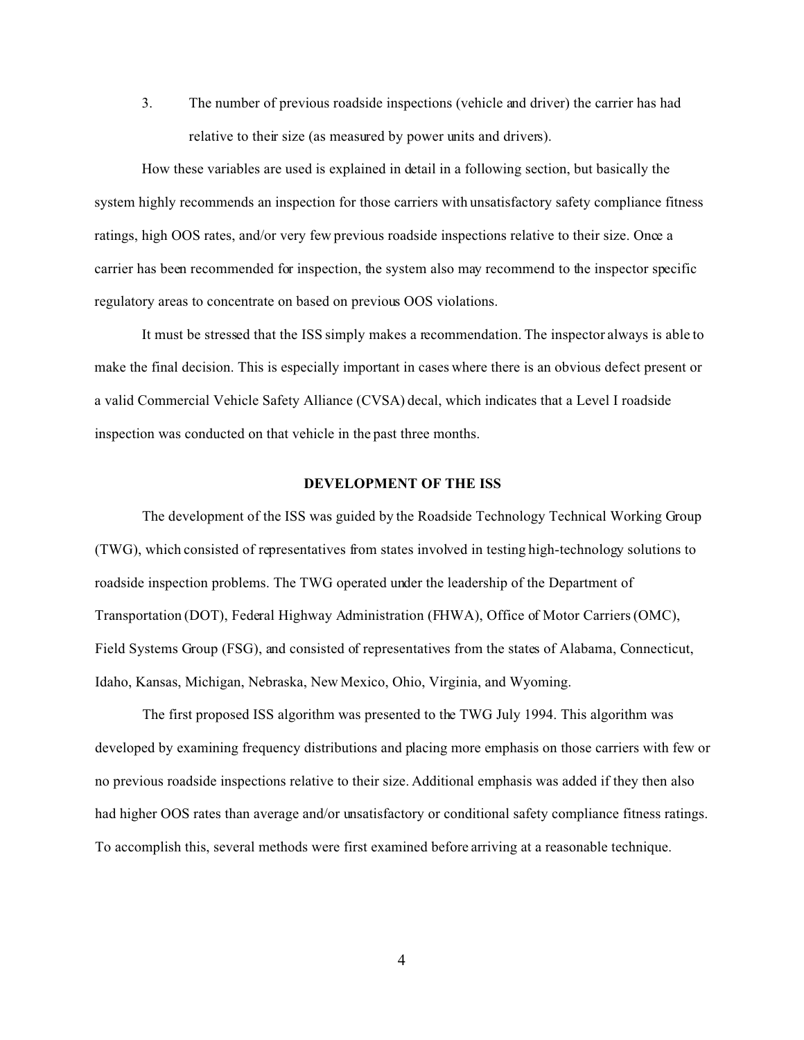3. The number of previous roadside inspections (vehicle and driver) the carrier has had relative to their size (as measured by power units and drivers).

How these variables are used is explained in detail in a following section, but basically the system highly recommends an inspection for those carriers with unsatisfactory safety compliance fitness ratings, high OOS rates, and/or very few previous roadside inspections relative to their size. Once a carrier has been recommended for inspection, the system also may recommend to the inspector specific regulatory areas to concentrate on based on previous OOS violations.

It must be stressed that the ISS simply makes a recommendation. The inspector always is able to make the final decision. This is especially important in cases where there is an obvious defect present or a valid Commercial Vehicle Safety Alliance (CVSA) decal, which indicates that a Level I roadside inspection was conducted on that vehicle in the past three months.

## DEVELOPMENT OF THE ISS

The development of the ISS was guided by the Roadside Technology Technical Working Group (TWG), which consisted of representatives from states involved in testing high-technology solutions to roadside inspection problems. The TWG operated under the leadership of the Department of Transportation (DOT), Federal Highway Administration (FHWA), Office of Motor Carriers (OMC), Field Systems Group (FSG), and consisted of representatives from the states of Alabama, Connecticut, Idaho, Kansas, Michigan, Nebraska, New Mexico, Ohio, Virginia, and Wyoming.

The first proposed ISS algorithm was presented to the TWG July 1994. This algorithm was developed by examining frequency distributions and placing more emphasis on those carriers with few or no previous roadside inspections relative to their size. Additional emphasis was added if they then also had higher OOS rates than average and/or unsatisfactory or conditional safety compliance fitness ratings. To accomplish this, several methods were first examined before arriving at a reasonable technique.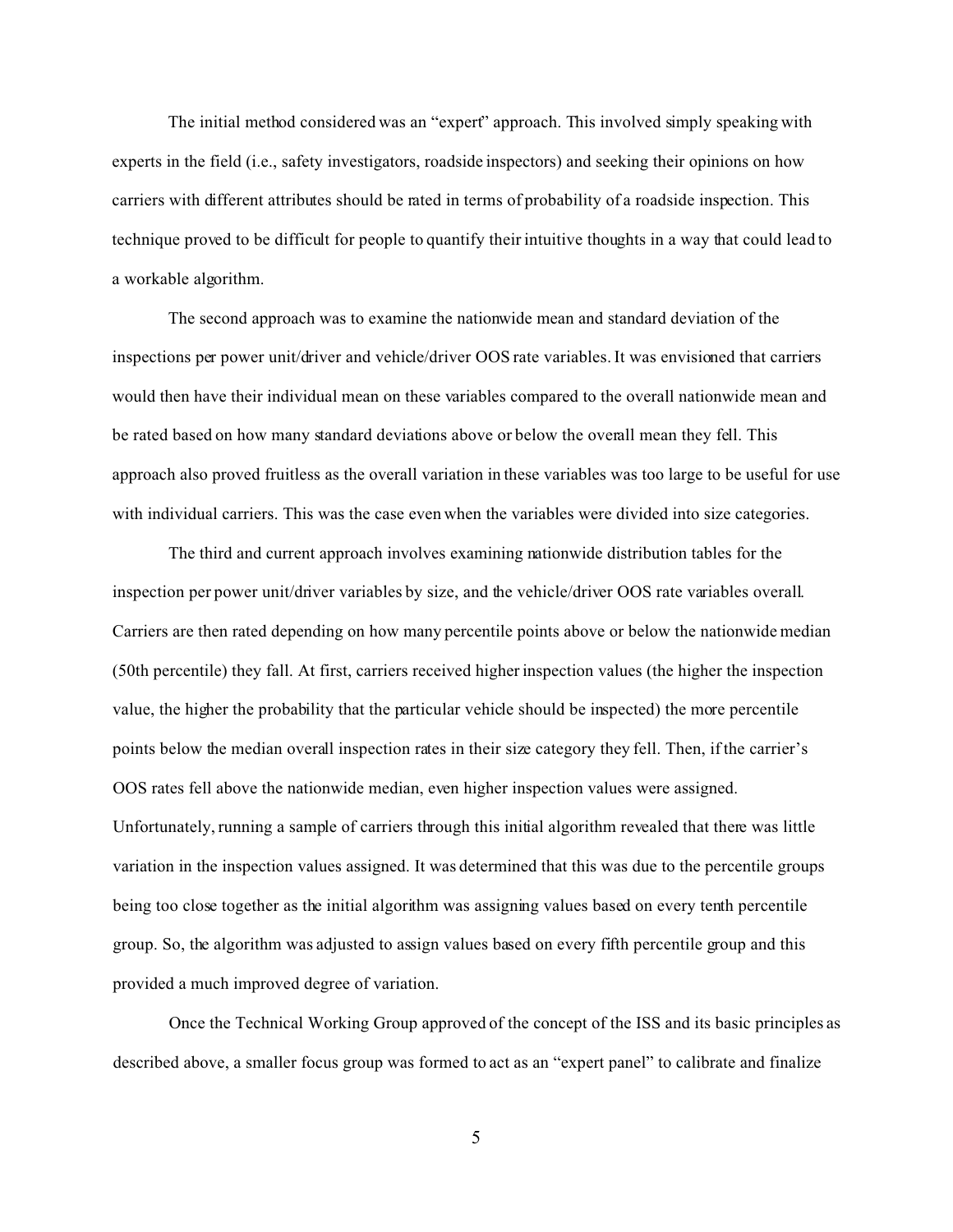The initial method considered was an "expert" approach. This involved simply speaking with experts in the field (i.e., safety investigators, roadside inspectors) and seeking their opinions on how carriers with different attributes should be rated in terms of probability of a roadside inspection. This technique proved to be difficult for people to quantify their intuitive thoughts in a way that could lead to a workable algorithm.

The second approach was to examine the nationwide mean and standard deviation of the inspections per power unit/driver and vehicle/driver OOS rate variables. It was envisioned that carriers would then have their individual mean on these variables compared to the overall nationwide mean and be rated based on how many standard deviations above or below the overall mean they fell. This approach also proved fruitless as the overall variation in these variables was too large to be useful for use with individual carriers. This was the case even when the variables were divided into size categories.

The third and current approach involves examining nationwide distribution tables for the inspection per power unit/driver variables by size, and the vehicle/driver OOS rate variables overall. Carriers are then rated depending on how many percentile points above or below the nationwide median (50th percentile) they fall. At first, carriers received higher inspection values (the higher the inspection value, the higher the probability that the particular vehicle should be inspected) the more percentile points below the median overall inspection rates in their size category they fell. Then, if the carrier's OOS rates fell above the nationwide median, even higher inspection values were assigned. Unfortunately, running a sample of carriers through this initial algorithm revealed that there was little variation in the inspection values assigned. It was determined that this was due to the percentile groups being too close together as the initial algorithm was assigning values based on every tenth percentile group. So, the algorithm was adjusted to assign values based on every fifth percentile group and this provided a much improved degree of variation.

Once the Technical Working Group approved of the concept of the ISS and its basic principles as described above, a smaller focus group was formed to act as an "expert panel" to calibrate and finalize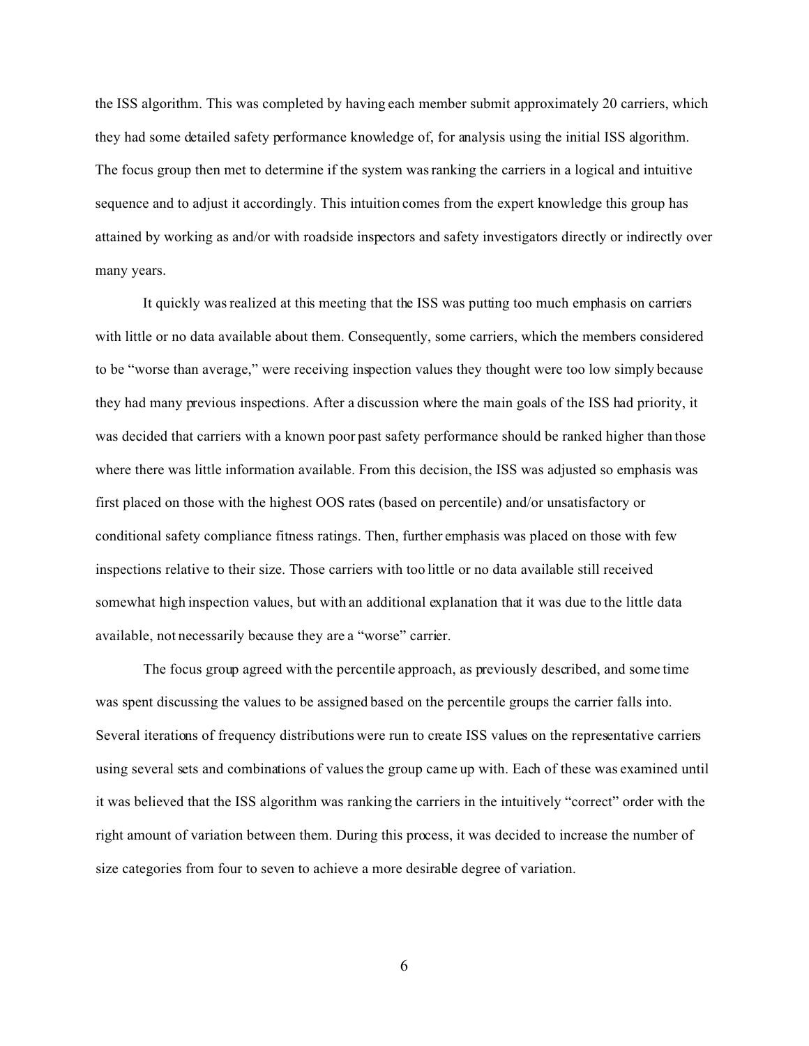the ISS algorithm. This was completed by having each member submit approximately 20 carriers, which they had some detailed safety performance knowledge of, for analysis using the initial ISS algorithm. The focus group then met to determine if the system was ranking the carriers in a logical and intuitive sequence and to adjust it accordingly. This intuition comes from the expert knowledge this group has attained by working as and/or with roadside inspectors and safety investigators directly or indirectly over many years.

It quickly was realized at this meeting that the ISS was putting too much emphasis on carriers with little or no data available about them. Consequently, some carriers, which the members considered to be "worse than average," were receiving inspection values they thought were too low simply because they had many previous inspections. After a discussion where the main goals of the ISS had priority, it was decided that carriers with a known poor past safety performance should be ranked higher than those where there was little information available. From this decision, the ISS was adjusted so emphasis was first placed on those with the highest OOS rates (based on percentile) and/or unsatisfactory or conditional safety compliance fitness ratings. Then, further emphasis was placed on those with few inspections relative to their size. Those carriers with too little or no data available still received somewhat high inspection values, but with an additional explanation that it was due to the little data available, not necessarily because they are a "worse" carrier.

The focus group agreed with the percentile approach, as previously described, and some time was spent discussing the values to be assigned based on the percentile groups the carrier falls into. Several iterations of frequency distributions were run to create ISS values on the representative carriers using several sets and combinations of values the group came up with. Each of these was examined until it was believed that the ISS algorithm was ranking the carriers in the intuitively "correct" order with the right amount of variation between them. During this process, it was decided to increase the number of size categories from four to seven to achieve a more desirable degree of variation.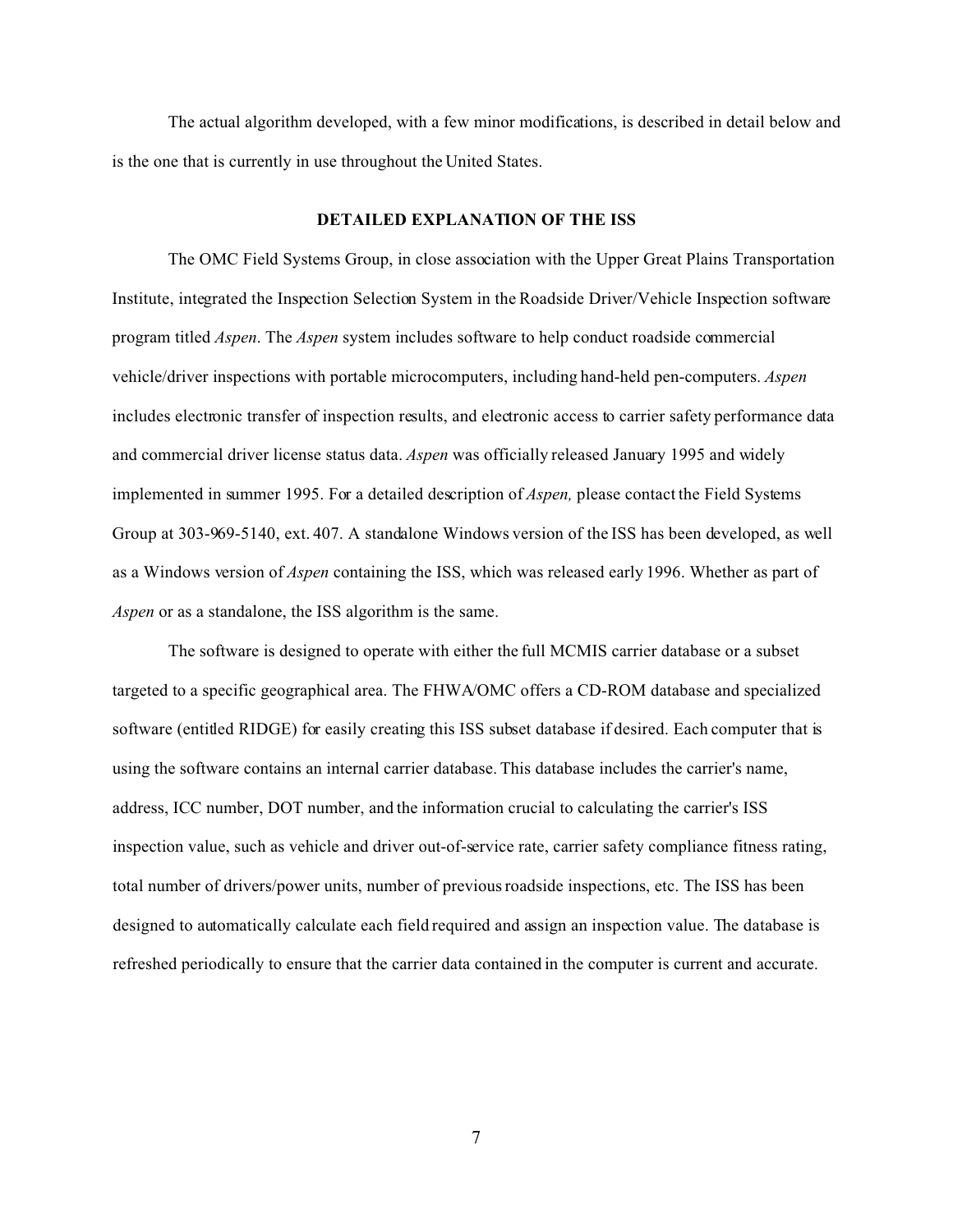The actual algorithm developed, with a few minor modifications, is described in detail below and is the one that is currently in use throughout the United States.

## DETAILED EXPLANATION OF THE ISS

The OMC Field Systems Group, in close association with the Upper Great Plains Transportation Institute, integrated the Inspection Selection System in the Roadside Driver/Vehicle Inspection software program titled *Aspen*. The *Aspen* system includes software to help conduct roadside commercial vehicle/driver inspections with portable microcomputers, including hand-held pen-computers. *Aspen* includes electronic transfer of inspection results, and electronic access to carrier safety performance data and commercial driver license status data. *Aspen* was officially released January 1995 and widely implemented in summer 1995. For a detailed description of *Aspen,* please contact the Field Systems Group at 303-969-5140, ext. 407. A standalone Windows version of the ISS has been developed, as well as a Windows version of *Aspen* containing the ISS, which was released early 1996. Whether as part of *Aspen* or as a standalone, the ISS algorithm is the same.

The software is designed to operate with either the full MCMIS carrier database or a subset targeted to a specific geographical area. The FHWA/OMC offers a CD-ROM database and specialized software (entitled RIDGE) for easily creating this ISS subset database if desired. Each computer that is using the software contains an internal carrier database. This database includes the carrier's name, address, ICC number, DOT number, and the information crucial to calculating the carrier's ISS inspection value, such as vehicle and driver out-of-service rate, carrier safety compliance fitness rating, total number of drivers/power units, number of previous roadside inspections, etc. The ISS has been designed to automatically calculate each field required and assign an inspection value. The database is refreshed periodically to ensure that the carrier data contained in the computer is current and accurate.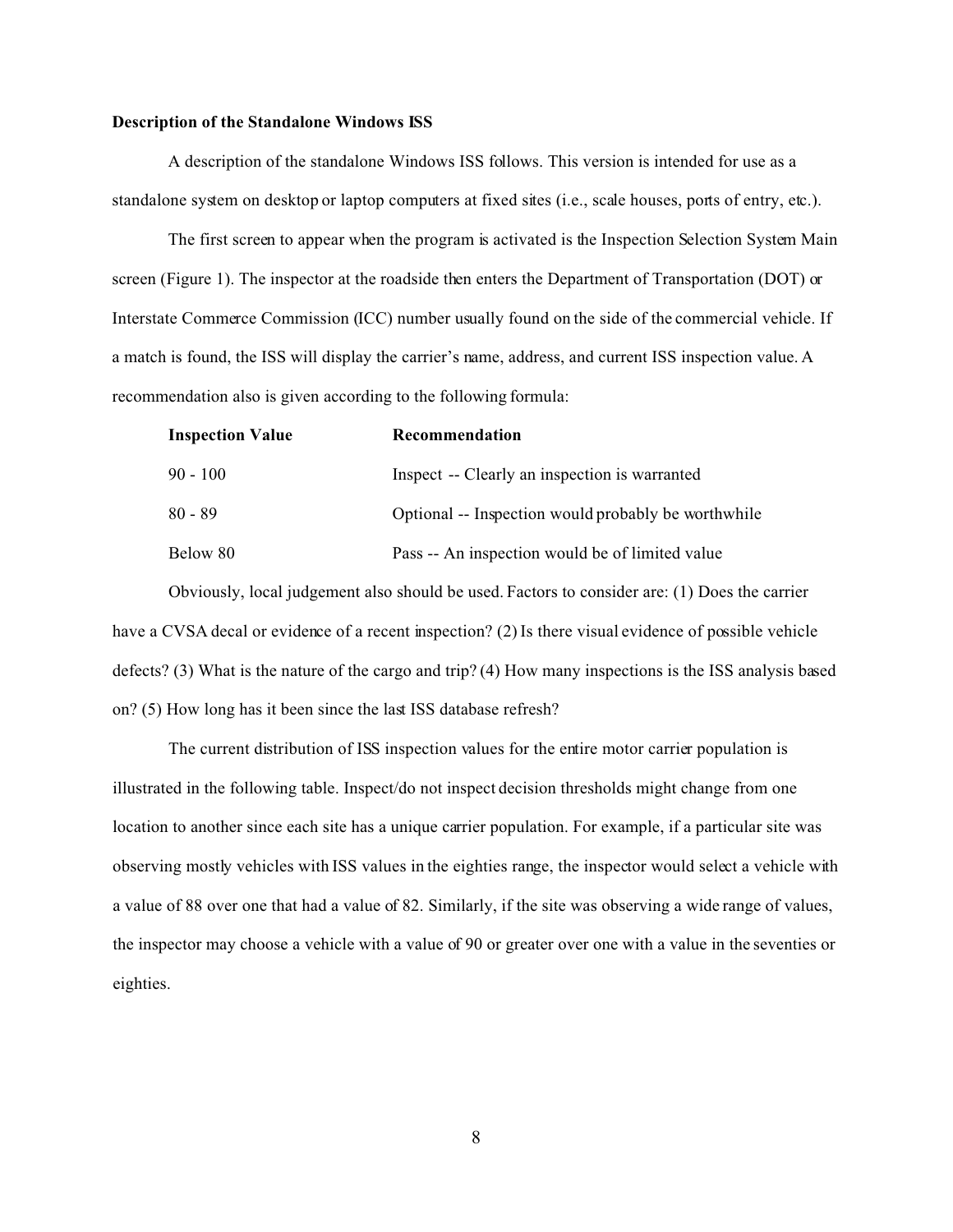**Description of the Standalone Windows ISS**

A description of the standalone Windows ISS follows. This version is intended for use as a standalone system on desktop or laptop computers at fixed sites (i.e., scale houses, ports of entry, etc.).

The first screen to appear when the program is activated is the Inspection Selection System Main screen (Figure 1). The inspector at the roadside then enters the Department of Transportation (DOT) or Interstate Commerce Commission (ICC) number usually found on the side of the commercial vehicle. If a match is found, the ISS will display the carrier's name, address, and current ISS inspection value. A recommendation also is given according to the following formula:

| Inspection Value | Recommendation |
|---|---|
| 90 - 100 | Inspect -- Clearly an inspection is warranted |
| 80 - 89 | Optional -- Inspection would probably be worthwhile |
| Below 80 | Pass -- An inspection would be of limited value |

Obviously, local judgement also should be used. Factors to consider are: (1) Does the carrier have a CVSA decal or evidence of a recent inspection? (2) Is there visual evidence of possible vehicle defects? (3) What is the nature of the cargo and trip? (4) How many inspections is the ISS analysis based on? (5) How long has it been since the last ISS database refresh?

The current distribution of ISS inspection values for the entire motor carrier population is illustrated in the following table. Inspect/do not inspect decision thresholds might change from one location to another since each site has a unique carrier population. For example, if a particular site was observing mostly vehicles with ISS values in the eighties range, the inspector would select a vehicle with a value of 88 over one that had a value of 82. Similarly, if the site was observing a wide range of values, the inspector may choose a vehicle with a value of 90 or greater over one with a value in the seventies or eighties.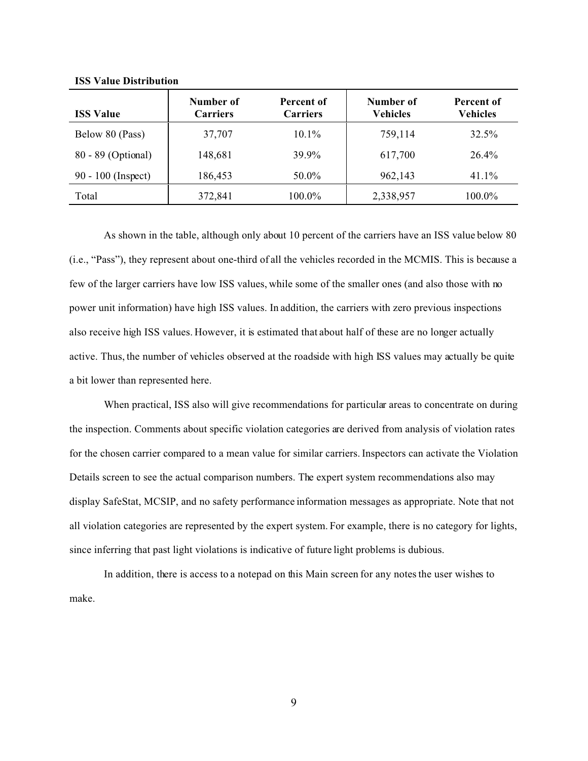**ISS Value Distribution**

| ISS Value | Number of Carriers | Percent of Carriers | Number of Vehicles | Percent of Vehicles |
|---|---|---|---|---|
| Below 80 (Pass) | 37,707 | 10.1% | 759,114 | 32.5% |
| 80 - 89 (Optional) | 148,681 | 39.9% | 617,700 | 26.4% |
| 90 - 100 (Inspect) | 186,453 | 50.0% | 962,143 | 41.1% |
| Total | 372,841 | 100.0% | 2,338,957 | 100.0% |

As shown in the table, although only about 10 percent of the carriers have an ISS value below 80 (i.e., "Pass"), they represent about one-third of all the vehicles recorded in the MCMIS. This is because a few of the larger carriers have low ISS values, while some of the smaller ones (and also those with no power unit information) have high ISS values. In addition, the carriers with zero previous inspections also receive high ISS values. However, it is estimated that about half of these are no longer actually active. Thus, the number of vehicles observed at the roadside with high ISS values may actually be quite a bit lower than represented here.

When practical, ISS also will give recommendations for particular areas to concentrate on during the inspection. Comments about specific violation categories are derived from analysis of violation rates for the chosen carrier compared to a mean value for similar carriers. Inspectors can activate the Violation Details screen to see the actual comparison numbers. The expert system recommendations also may display SafeStat, MCSIP, and no safety performance information messages as appropriate. Note that not all violation categories are represented by the expert system. For example, there is no category for lights, since inferring that past light violations is indicative of future light problems is dubious.

In addition, there is access to a notepad on this Main screen for any notes the user wishes to make.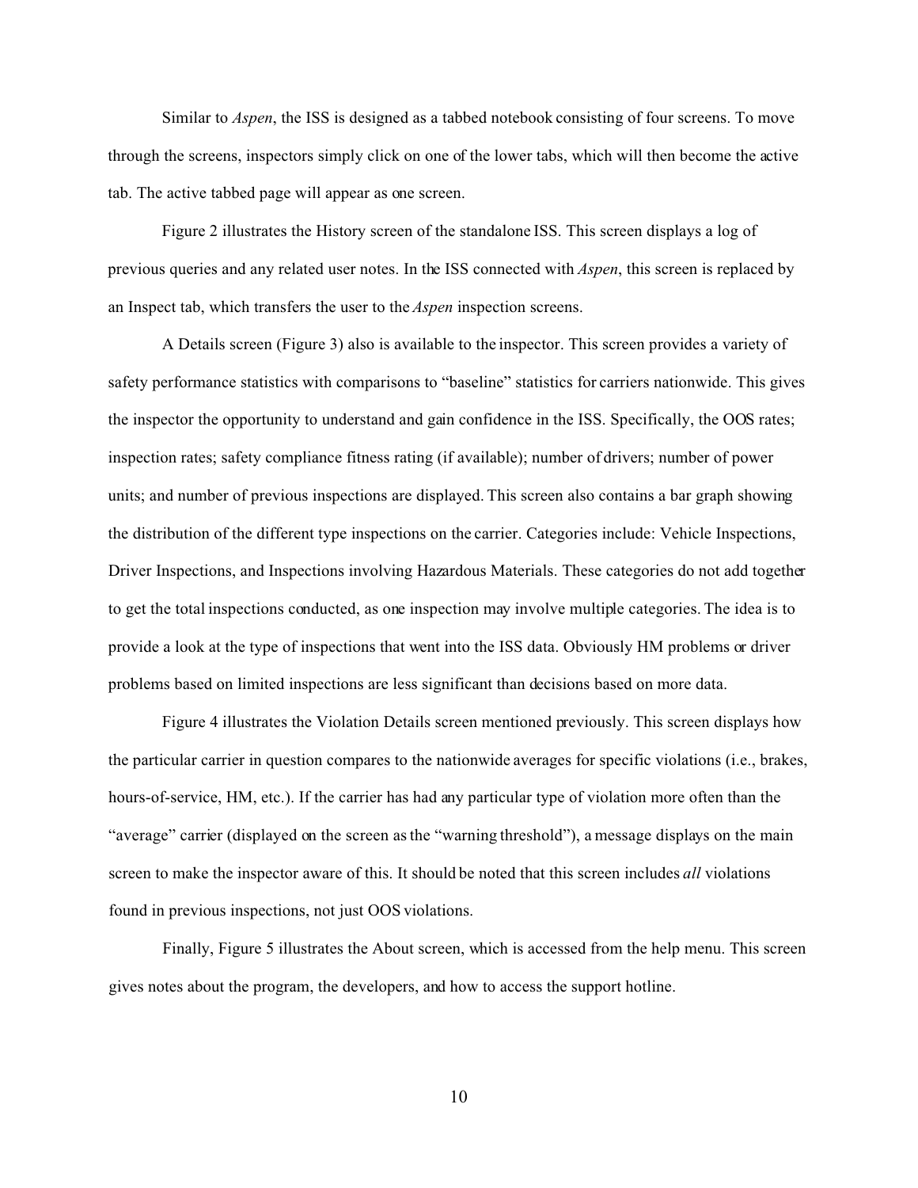Similar to *Aspen*, the ISS is designed as a tabbed notebook consisting of four screens. To move through the screens, inspectors simply click on one of the lower tabs, which will then become the active tab. The active tabbed page will appear as one screen.

Figure 2 illustrates the History screen of the standalone ISS. This screen displays a log of previous queries and any related user notes. In the ISS connected with *Aspen*, this screen is replaced by an Inspect tab, which transfers the user to the *Aspen* inspection screens.

A Details screen (Figure 3) also is available to the inspector. This screen provides a variety of safety performance statistics with comparisons to "baseline" statistics for carriers nationwide. This gives the inspector the opportunity to understand and gain confidence in the ISS. Specifically, the OOS rates; inspection rates; safety compliance fitness rating (if available); number of drivers; number of power units; and number of previous inspections are displayed. This screen also contains a bar graph showing the distribution of the different type inspections on the carrier. Categories include: Vehicle Inspections, Driver Inspections, and Inspections involving Hazardous Materials. These categories do not add together to get the total inspections conducted, as one inspection may involve multiple categories. The idea is to provide a look at the type of inspections that went into the ISS data. Obviously HM problems or driver problems based on limited inspections are less significant than decisions based on more data.

Figure 4 illustrates the Violation Details screen mentioned previously. This screen displays how the particular carrier in question compares to the nationwide averages for specific violations (i.e., brakes, hours-of-service, HM, etc.). If the carrier has had any particular type of violation more often than the "average" carrier (displayed on the screen as the "warning threshold"), a message displays on the main screen to make the inspector aware of this. It should be noted that this screen includes *all* violations found in previous inspections, not just OOS violations.

Finally, Figure 5 illustrates the About screen, which is accessed from the help menu. This screen gives notes about the program, the developers, and how to access the support hotline.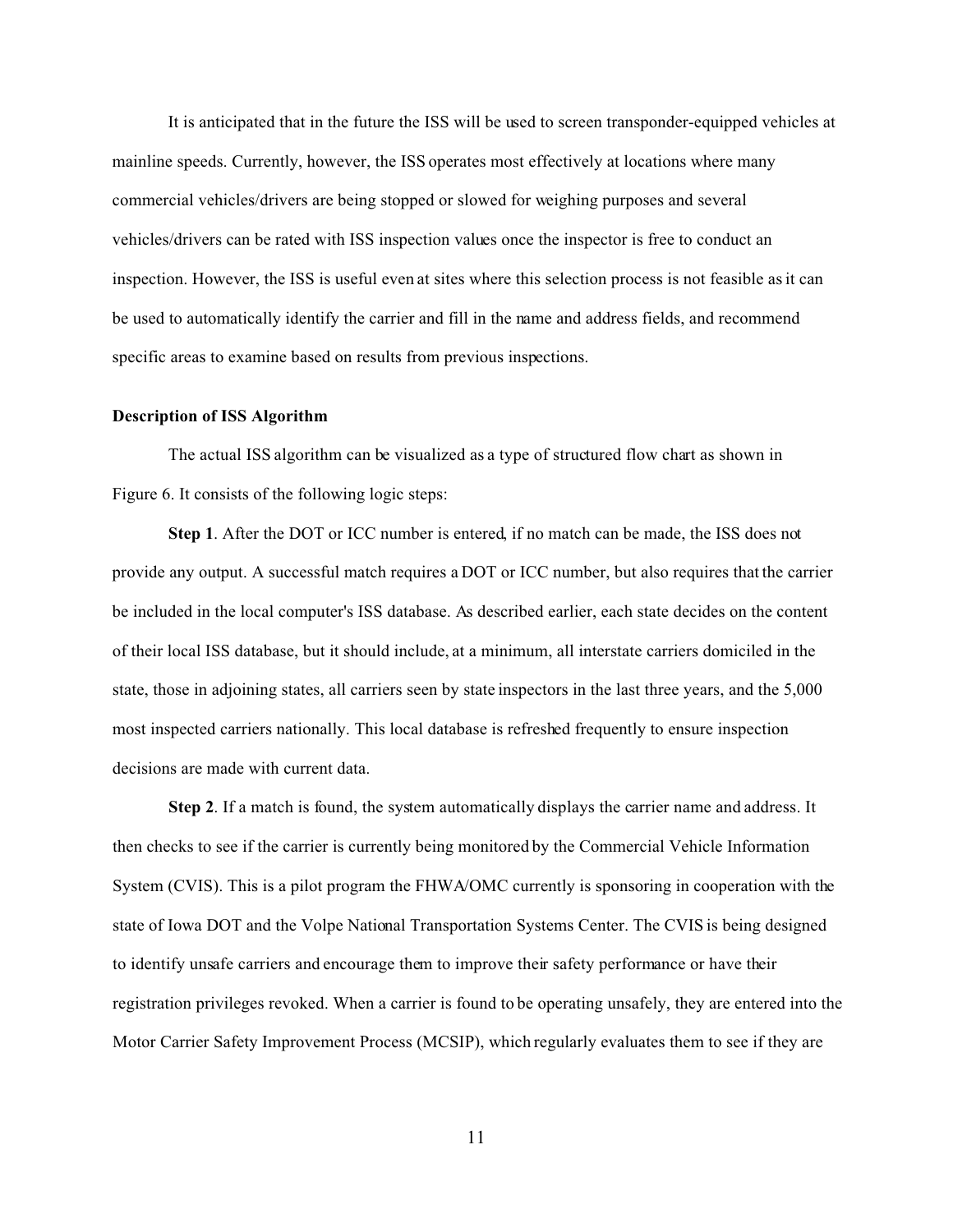It is anticipated that in the future the ISS will be used to screen transponder-equipped vehicles at mainline speeds. Currently, however, the ISS operates most effectively at locations where many commercial vehicles/drivers are being stopped or slowed for weighing purposes and several vehicles/drivers can be rated with ISS inspection values once the inspector is free to conduct an inspection. However, the ISS is useful even at sites where this selection process is not feasible as it can be used to automatically identify the carrier and fill in the name and address fields, and recommend specific areas to examine based on results from previous inspections.

**Description of ISS Algorithm**

The actual ISS algorithm can be visualized as a type of structured flow chart as shown in Figure 6. It consists of the following logic steps:

**Step 1**. After the DOT or ICC number is entered, if no match can be made, the ISS does not provide any output. A successful match requires a DOT or ICC number, but also requires that the carrier be included in the local computer's ISS database. As described earlier, each state decides on the content of their local ISS database, but it should include, at a minimum, all interstate carriers domiciled in the state, those in adjoining states, all carriers seen by state inspectors in the last three years, and the 5,000 most inspected carriers nationally. This local database is refreshed frequently to ensure inspection decisions are made with current data.

**Step 2**. If a match is found, the system automatically displays the carrier name and address. It then checks to see if the carrier is currently being monitored by the Commercial Vehicle Information System (CVIS). This is a pilot program the FHWA/OMC currently is sponsoring in cooperation with the state of Iowa DOT and the Volpe National Transportation Systems Center. The CVIS is being designed to identify unsafe carriers and encourage them to improve their safety performance or have their registration privileges revoked. When a carrier is found to be operating unsafely, they are entered into the Motor Carrier Safety Improvement Process (MCSIP), which regularly evaluates them to see if they are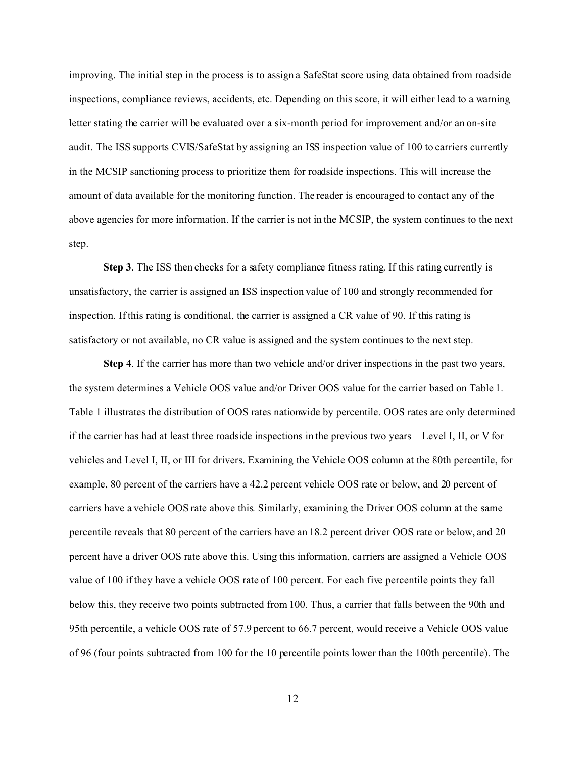improving. The initial step in the process is to assign a SafeStat score using data obtained from roadside inspections, compliance reviews, accidents, etc. Depending on this score, it will either lead to a warning letter stating the carrier will be evaluated over a six-month period for improvement and/or an on-site audit. The ISS supports CVIS/SafeStat by assigning an ISS inspection value of 100 to carriers currently in the MCSIP sanctioning process to prioritize them for roadside inspections. This will increase the amount of data available for the monitoring function. The reader is encouraged to contact any of the above agencies for more information. If the carrier is not in the MCSIP, the system continues to the next step.

**Step 3**. The ISS then checks for a safety compliance fitness rating. If this rating currently is unsatisfactory, the carrier is assigned an ISS inspection value of 100 and strongly recommended for inspection. If this rating is conditional, the carrier is assigned a CR value of 90. If this rating is satisfactory or not available, no CR value is assigned and the system continues to the next step.

**Step 4**. If the carrier has more than two vehicle and/or driver inspections in the past two years, the system determines a Vehicle OOS value and/or Driver OOS value for the carrier based on Table 1. Table 1 illustrates the distribution of OOS rates nationwide by percentile. OOS rates are only determined if the carrier has had at least three roadside inspections in the previous two years   Level I, II, or V for vehicles and Level I, II, or III for drivers. Examining the Vehicle OOS column at the 80th percentile, for example, 80 percent of the carriers have a 42.2 percent vehicle OOS rate or below, and 20 percent of carriers have a vehicle OOS rate above this. Similarly, examining the Driver OOS column at the same percentile reveals that 80 percent of the carriers have an 18.2 percent driver OOS rate or below, and 20 percent have a driver OOS rate above this. Using this information, carriers are assigned a Vehicle OOS value of 100 if they have a vehicle OOS rate of 100 percent. For each five percentile points they fall below this, they receive two points subtracted from 100. Thus, a carrier that falls between the 90th and 95th percentile, a vehicle OOS rate of 57.9 percent to 66.7 percent, would receive a Vehicle OOS value of 96 (four points subtracted from 100 for the 10 percentile points lower than the 100th percentile). The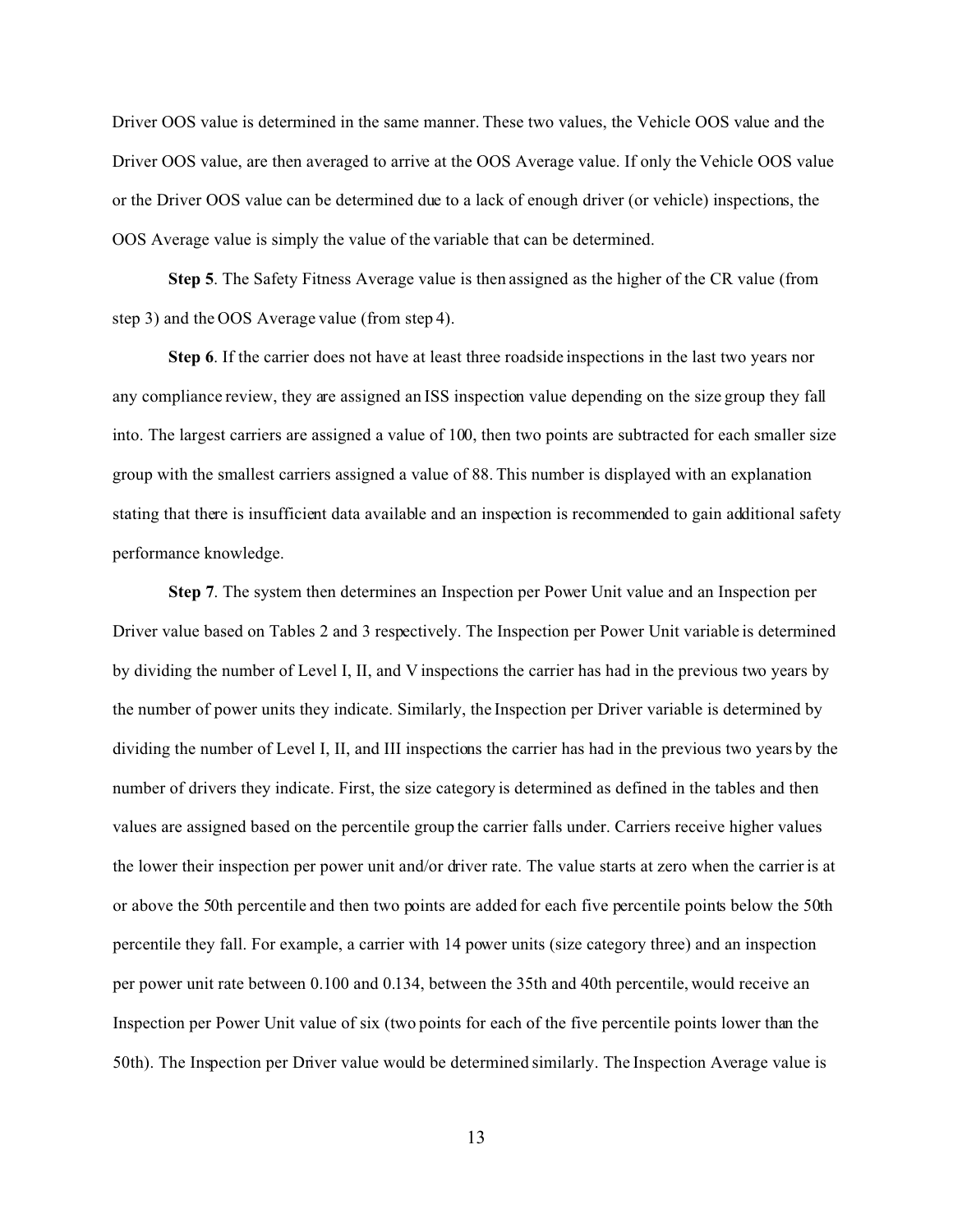Driver OOS value is determined in the same manner. These two values, the Vehicle OOS value and the Driver OOS value, are then averaged to arrive at the OOS Average value. If only the Vehicle OOS value or the Driver OOS value can be determined due to a lack of enough driver (or vehicle) inspections, the OOS Average value is simply the value of the variable that can be determined.

**Step 5**. The Safety Fitness Average value is then assigned as the higher of the CR value (from step 3) and the OOS Average value (from step 4).

**Step 6**. If the carrier does not have at least three roadside inspections in the last two years nor any compliance review, they are assigned an ISS inspection value depending on the size group they fall into. The largest carriers are assigned a value of 100, then two points are subtracted for each smaller size group with the smallest carriers assigned a value of 88. This number is displayed with an explanation stating that there is insufficient data available and an inspection is recommended to gain additional safety performance knowledge.

**Step 7**. The system then determines an Inspection per Power Unit value and an Inspection per Driver value based on Tables 2 and 3 respectively. The Inspection per Power Unit variable is determined by dividing the number of Level I, II, and V inspections the carrier has had in the previous two years by the number of power units they indicate. Similarly, the Inspection per Driver variable is determined by dividing the number of Level I, II, and III inspections the carrier has had in the previous two years by the number of drivers they indicate. First, the size category is determined as defined in the tables and then values are assigned based on the percentile group the carrier falls under. Carriers receive higher values the lower their inspection per power unit and/or driver rate. The value starts at zero when the carrier is at or above the 50th percentile and then two points are added for each five percentile points below the 50th percentile they fall. For example, a carrier with 14 power units (size category three) and an inspection per power unit rate between 0.100 and 0.134, between the 35th and 40th percentile, would receive an Inspection per Power Unit value of six (two points for each of the five percentile points lower than the 50th). The Inspection per Driver value would be determined similarly. The Inspection Average value is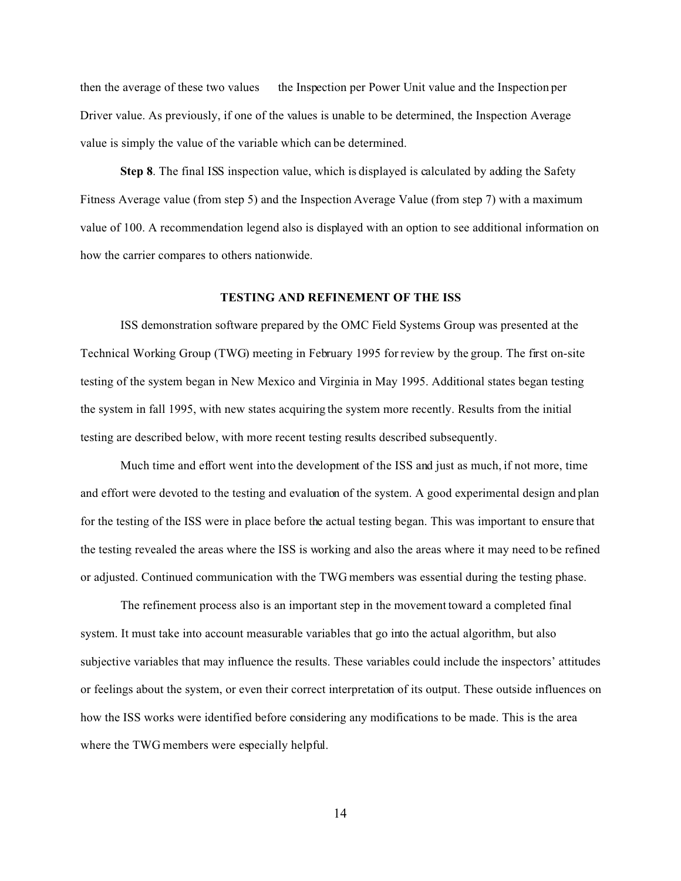then the average of these two values the Inspection per Power Unit value and the Inspection per Driver value. As previously, if one of the values is unable to be determined, the Inspection Average value is simply the value of the variable which can be determined.

**Step 8**. The final ISS inspection value, which is displayed is calculated by adding the Safety Fitness Average value (from step 5) and the Inspection Average Value (from step 7) with a maximum value of 100. A recommendation legend also is displayed with an option to see additional information on how the carrier compares to others nationwide.

## TESTING AND REFINEMENT OF THE ISS

ISS demonstration software prepared by the OMC Field Systems Group was presented at the Technical Working Group (TWG) meeting in February 1995 for review by the group. The first on-site testing of the system began in New Mexico and Virginia in May 1995. Additional states began testing the system in fall 1995, with new states acquiring the system more recently. Results from the initial testing are described below, with more recent testing results described subsequently.

Much time and effort went into the development of the ISS and just as much, if not more, time and effort were devoted to the testing and evaluation of the system. A good experimental design and plan for the testing of the ISS were in place before the actual testing began. This was important to ensure that the testing revealed the areas where the ISS is working and also the areas where it may need to be refined or adjusted. Continued communication with the TWG members was essential during the testing phase.

The refinement process also is an important step in the movement toward a completed final system. It must take into account measurable variables that go into the actual algorithm, but also subjective variables that may influence the results. These variables could include the inspectors' attitudes or feelings about the system, or even their correct interpretation of its output. These outside influences on how the ISS works were identified before considering any modifications to be made. This is the area where the TWG members were especially helpful.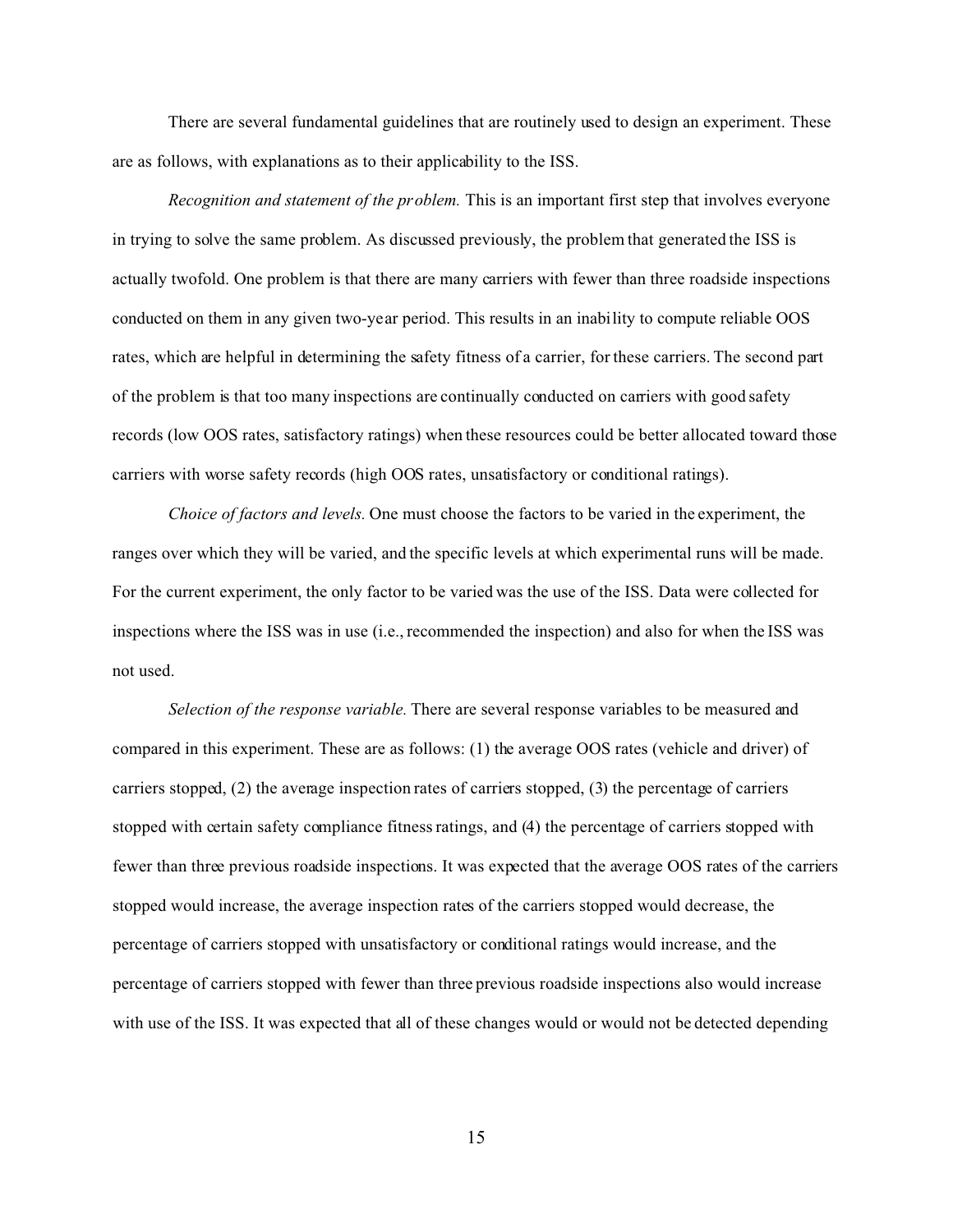There are several fundamental guidelines that are routinely used to design an experiment. These are as follows, with explanations as to their applicability to the ISS.

*Recognition and statement of the problem.* This is an important first step that involves everyone in trying to solve the same problem. As discussed previously, the problem that generated the ISS is actually twofold. One problem is that there are many carriers with fewer than three roadside inspections conducted on them in any given two-year period. This results in an inability to compute reliable OOS rates, which are helpful in determining the safety fitness of a carrier, for these carriers. The second part of the problem is that too many inspections are continually conducted on carriers with good safety records (low OOS rates, satisfactory ratings) when these resources could be better allocated toward those carriers with worse safety records (high OOS rates, unsatisfactory or conditional ratings).

*Choice of factors and levels.* One must choose the factors to be varied in the experiment, the ranges over which they will be varied, and the specific levels at which experimental runs will be made. For the current experiment, the only factor to be varied was the use of the ISS. Data were collected for inspections where the ISS was in use (i.e., recommended the inspection) and also for when the ISS was not used.

*Selection of the response variable.* There are several response variables to be measured and compared in this experiment. These are as follows: (1) the average OOS rates (vehicle and driver) of carriers stopped, (2) the average inspection rates of carriers stopped, (3) the percentage of carriers stopped with certain safety compliance fitness ratings, and (4) the percentage of carriers stopped with fewer than three previous roadside inspections. It was expected that the average OOS rates of the carriers stopped would increase, the average inspection rates of the carriers stopped would decrease, the percentage of carriers stopped with unsatisfactory or conditional ratings would increase, and the percentage of carriers stopped with fewer than three previous roadside inspections also would increase with use of the ISS. It was expected that all of these changes would or would not be detected depending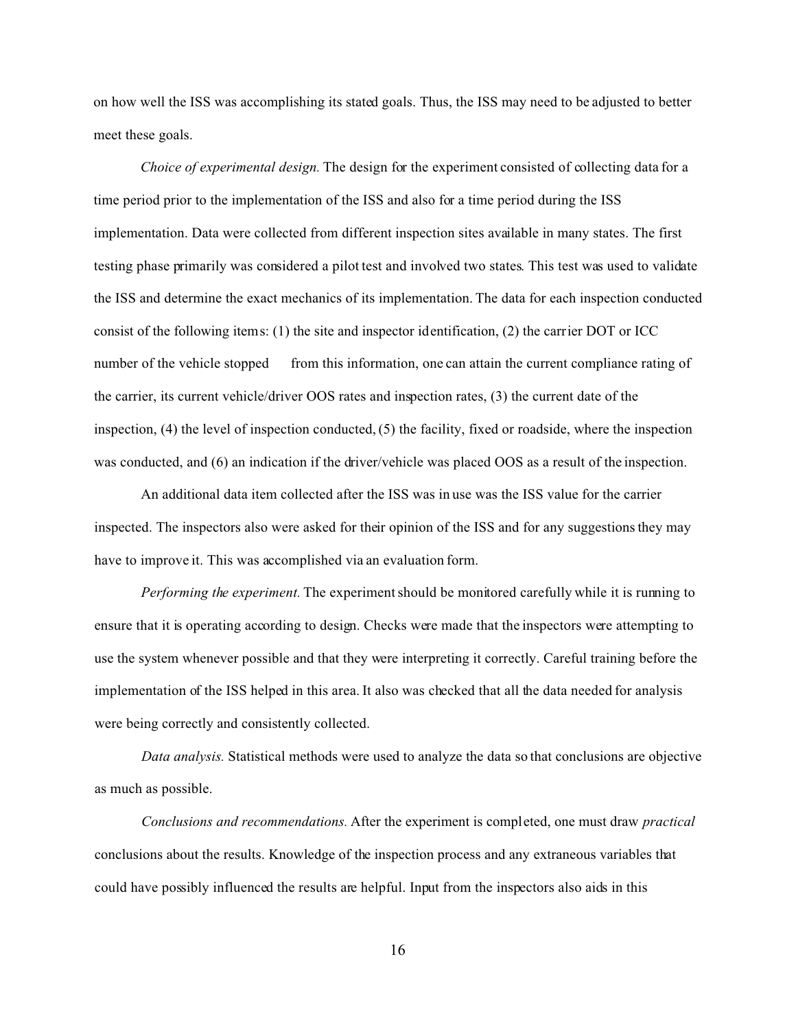on how well the ISS was accomplishing its stated goals. Thus, the ISS may need to be adjusted to better meet these goals.

*Choice of experimental design.* The design for the experiment consisted of collecting data for a time period prior to the implementation of the ISS and also for a time period during the ISS implementation. Data were collected from different inspection sites available in many states. The first testing phase primarily was considered a pilot test and involved two states. This test was used to validate the ISS and determine the exact mechanics of its implementation. The data for each inspection conducted consist of the following items: (1) the site and inspector identification, (2) the carrier DOT or ICC number of the vehicle stopped from this information, one can attain the current compliance rating of the carrier, its current vehicle/driver OOS rates and inspection rates, (3) the current date of the inspection, (4) the level of inspection conducted, (5) the facility, fixed or roadside, where the inspection was conducted, and (6) an indication if the driver/vehicle was placed OOS as a result of the inspection.

An additional data item collected after the ISS was in use was the ISS value for the carrier inspected. The inspectors also were asked for their opinion of the ISS and for any suggestions they may have to improve it. This was accomplished via an evaluation form.

*Performing the experiment.* The experiment should be monitored carefully while it is running to ensure that it is operating according to design. Checks were made that the inspectors were attempting to use the system whenever possible and that they were interpreting it correctly. Careful training before the implementation of the ISS helped in this area. It also was checked that all the data needed for analysis were being correctly and consistently collected.

*Data analysis.* Statistical methods were used to analyze the data so that conclusions are objective as much as possible.

*Conclusions and recommendations.* After the experiment is completed, one must draw *practical* conclusions about the results. Knowledge of the inspection process and any extraneous variables that could have possibly influenced the results are helpful. Input from the inspectors also aids in this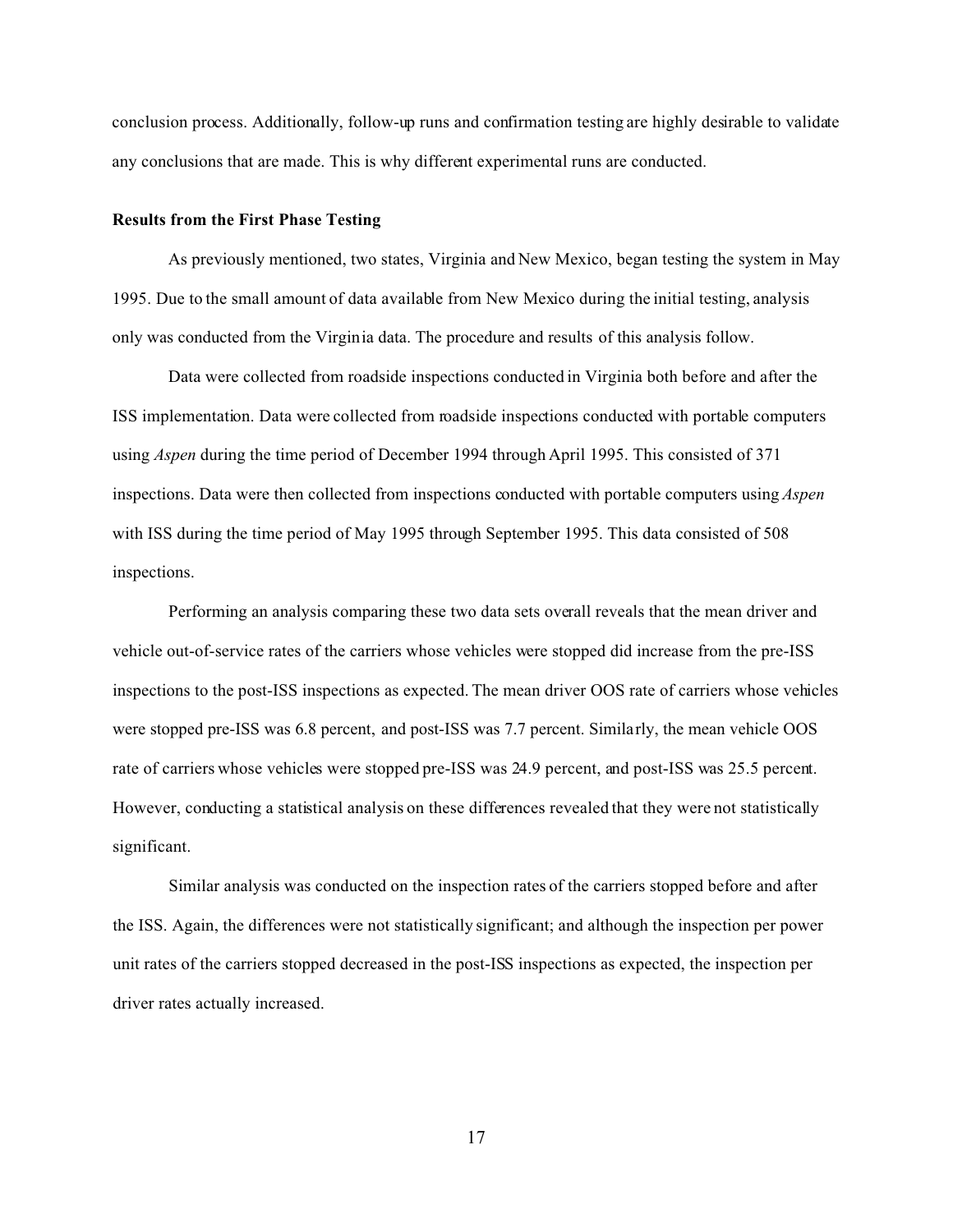conclusion process. Additionally, follow-up runs and confirmation testing are highly desirable to validate any conclusions that are made. This is why different experimental runs are conducted.

**Results from the First Phase Testing**

As previously mentioned, two states, Virginia and New Mexico, began testing the system in May 1995. Due to the small amount of data available from New Mexico during the initial testing, analysis only was conducted from the Virginia data. The procedure and results of this analysis follow.

Data were collected from roadside inspections conducted in Virginia both before and after the ISS implementation. Data were collected from roadside inspections conducted with portable computers using *Aspen* during the time period of December 1994 through April 1995. This consisted of 371 inspections. Data were then collected from inspections conducted with portable computers using *Aspen* with ISS during the time period of May 1995 through September 1995. This data consisted of 508 inspections.

Performing an analysis comparing these two data sets overall reveals that the mean driver and vehicle out-of-service rates of the carriers whose vehicles were stopped did increase from the pre-ISS inspections to the post-ISS inspections as expected. The mean driver OOS rate of carriers whose vehicles were stopped pre-ISS was 6.8 percent, and post-ISS was 7.7 percent. Similarly, the mean vehicle OOS rate of carriers whose vehicles were stopped pre-ISS was 24.9 percent, and post-ISS was 25.5 percent. However, conducting a statistical analysis on these differences revealed that they were not statistically significant.

Similar analysis was conducted on the inspection rates of the carriers stopped before and after the ISS. Again, the differences were not statistically significant; and although the inspection per power unit rates of the carriers stopped decreased in the post-ISS inspections as expected, the inspection per driver rates actually increased.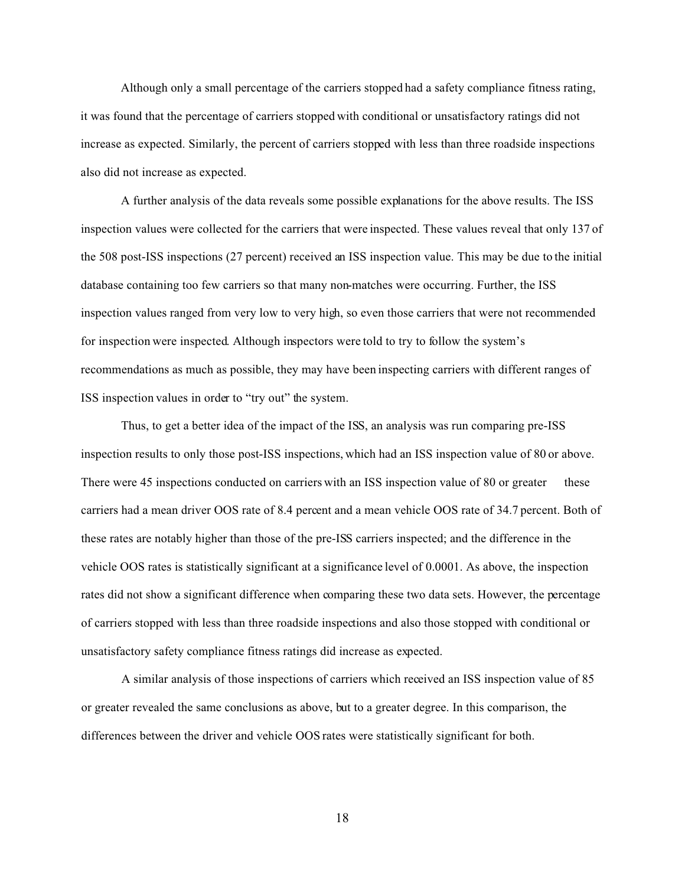Although only a small percentage of the carriers stopped had a safety compliance fitness rating, it was found that the percentage of carriers stopped with conditional or unsatisfactory ratings did not increase as expected. Similarly, the percent of carriers stopped with less than three roadside inspections also did not increase as expected.

A further analysis of the data reveals some possible explanations for the above results. The ISS inspection values were collected for the carriers that were inspected. These values reveal that only 137 of the 508 post-ISS inspections (27 percent) received an ISS inspection value. This may be due to the initial database containing too few carriers so that many non-matches were occurring. Further, the ISS inspection values ranged from very low to very high, so even those carriers that were not recommended for inspection were inspected. Although inspectors were told to try to follow the system's recommendations as much as possible, they may have been inspecting carriers with different ranges of ISS inspection values in order to "try out" the system.

Thus, to get a better idea of the impact of the ISS, an analysis was run comparing pre-ISS inspection results to only those post-ISS inspections, which had an ISS inspection value of 80 or above. There were 45 inspections conducted on carriers with an ISS inspection value of 80 or greater these carriers had a mean driver OOS rate of 8.4 percent and a mean vehicle OOS rate of 34.7 percent. Both of these rates are notably higher than those of the pre-ISS carriers inspected; and the difference in the vehicle OOS rates is statistically significant at a significance level of 0.0001. As above, the inspection rates did not show a significant difference when comparing these two data sets. However, the percentage of carriers stopped with less than three roadside inspections and also those stopped with conditional or unsatisfactory safety compliance fitness ratings did increase as expected.

A similar analysis of those inspections of carriers which received an ISS inspection value of 85 or greater revealed the same conclusions as above, but to a greater degree. In this comparison, the differences between the driver and vehicle OOS rates were statistically significant for both.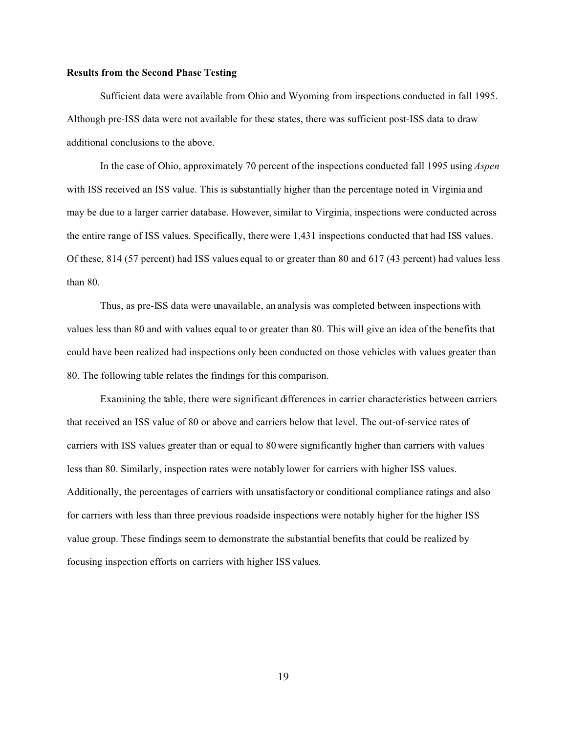**Results from the Second Phase Testing**

Sufficient data were available from Ohio and Wyoming from inspections conducted in fall 1995. Although pre-ISS data were not available for these states, there was sufficient post-ISS data to draw additional conclusions to the above.

In the case of Ohio, approximately 70 percent of the inspections conducted fall 1995 using *Aspen* with ISS received an ISS value. This is substantially higher than the percentage noted in Virginia and may be due to a larger carrier database. However, similar to Virginia, inspections were conducted across the entire range of ISS values. Specifically, there were 1,431 inspections conducted that had ISS values. Of these, 814 (57 percent) had ISS values equal to or greater than 80 and 617 (43 percent) had values less than 80.

Thus, as pre-ISS data were unavailable, an analysis was completed between inspections with values less than 80 and with values equal to or greater than 80. This will give an idea of the benefits that could have been realized had inspections only been conducted on those vehicles with values greater than 80. The following table relates the findings for this comparison.

Examining the table, there were significant differences in carrier characteristics between carriers that received an ISS value of 80 or above and carriers below that level. The out-of-service rates of carriers with ISS values greater than or equal to 80 were significantly higher than carriers with values less than 80. Similarly, inspection rates were notably lower for carriers with higher ISS values. Additionally, the percentages of carriers with unsatisfactory or conditional compliance ratings and also for carriers with less than three previous roadside inspections were notably higher for the higher ISS value group. These findings seem to demonstrate the substantial benefits that could be realized by focusing inspection efforts on carriers with higher ISS values.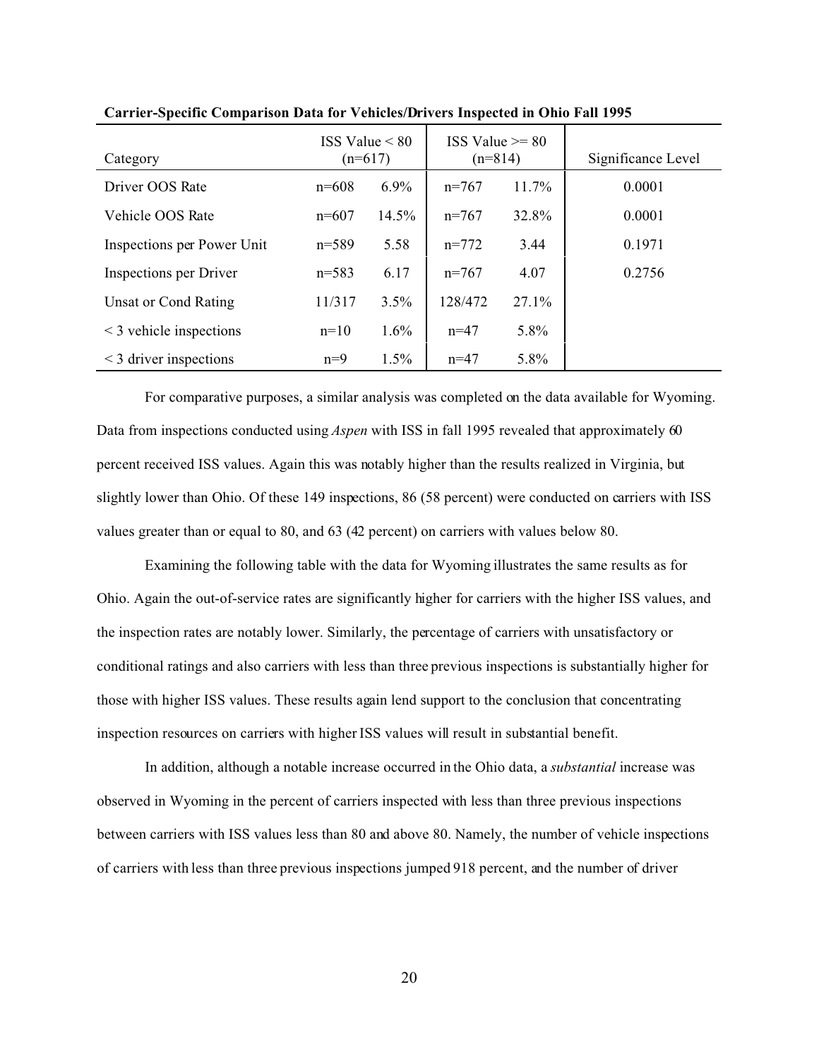**Carrier-Specific Comparison Data for Vehicles/Drivers Inspected in Ohio Fall 1995**

| Category | ISS Value < 80 (n=617) | | ISS Value >= 80 (n=814) | | Significance Level |
|---|---|---|---|---|---|
| Driver OOS Rate | n=608 | 6.9% | n=767 | 11.7% | 0.0001 |
| Vehicle OOS Rate | n=607 | 14.5% | n=767 | 32.8% | 0.0001 |
| Inspections per Power Unit | n=589 | 5.58 | n=772 | 3.44 | 0.1971 |
| Inspections per Driver | n=583 | 6.17 | n=767 | 4.07 | 0.2756 |
| Unsat or Cond Rating | 11/317 | 3.5% | 128/472 | 27.1% | |
| < 3 vehicle inspections | n=10 | 1.6% | n=47 | 5.8% | |
| < 3 driver inspections | n=9 | 1.5% | n=47 | 5.8% | |

For comparative purposes, a similar analysis was completed on the data available for Wyoming. Data from inspections conducted using *Aspen* with ISS in fall 1995 revealed that approximately 60 percent received ISS values. Again this was notably higher than the results realized in Virginia, but slightly lower than Ohio. Of these 149 inspections, 86 (58 percent) were conducted on carriers with ISS values greater than or equal to 80, and 63 (42 percent) on carriers with values below 80.

Examining the following table with the data for Wyoming illustrates the same results as for Ohio. Again the out-of-service rates are significantly higher for carriers with the higher ISS values, and the inspection rates are notably lower. Similarly, the percentage of carriers with unsatisfactory or conditional ratings and also carriers with less than three previous inspections is substantially higher for those with higher ISS values. These results again lend support to the conclusion that concentrating inspection resources on carriers with higher ISS values will result in substantial benefit.

In addition, although a notable increase occurred in the Ohio data, a *substantial* increase was observed in Wyoming in the percent of carriers inspected with less than three previous inspections between carriers with ISS values less than 80 and above 80. Namely, the number of vehicle inspections of carriers with less than three previous inspections jumped 918 percent, and the number of driver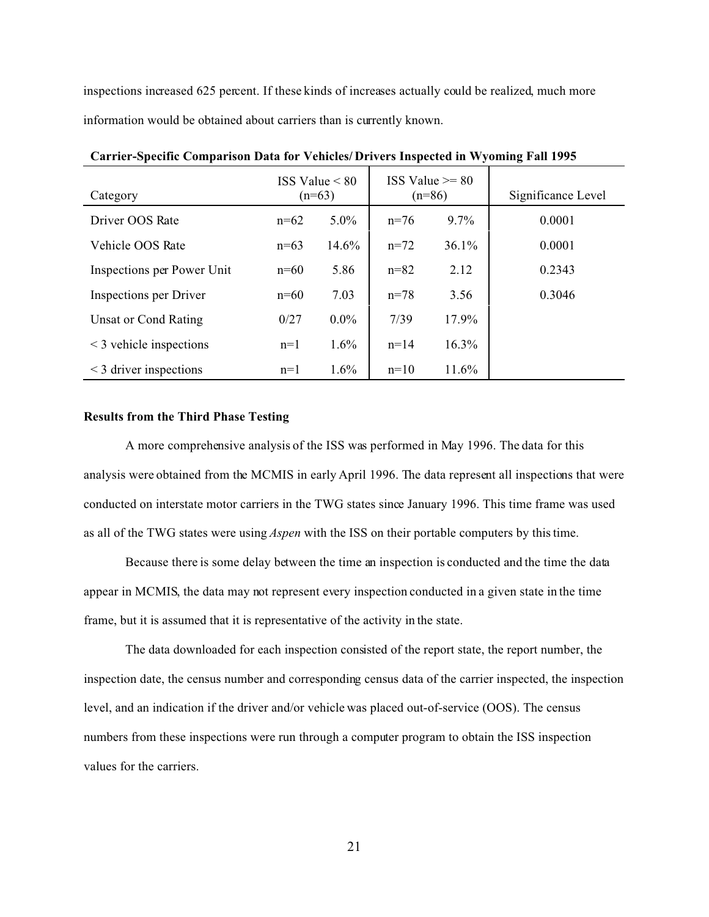inspections increased 625 percent. If these kinds of increases actually could be realized, much more information would be obtained about carriers than is currently known.

**Carrier-Specific Comparison Data for Vehicles/ Drivers Inspected in Wyoming Fall 1995**

| Category | ISS Value < 80 (n=63) | | ISS Value >= 80 (n=86) | | Significance Level |
|---|---|---|---|---|---|
| Driver OOS Rate | n=62 | 5.0% | n=76 | 9.7% | 0.0001 |
| Vehicle OOS Rate | n=63 | 14.6% | n=72 | 36.1% | 0.0001 |
| Inspections per Power Unit | n=60 | 5.86 | n=82 | 2.12 | 0.2343 |
| Inspections per Driver | n=60 | 7.03 | n=78 | 3.56 | 0.3046 |
| Unsat or Cond Rating | 0/27 | 0.0% | 7/39 | 17.9% | |
| < 3 vehicle inspections | n=1 | 1.6% | n=14 | 16.3% | |
| < 3 driver inspections | n=1 | 1.6% | n=10 | 11.6% | |

**Results from the Third Phase Testing**

A more comprehensive analysis of the ISS was performed in May 1996. The data for this analysis were obtained from the MCMIS in early April 1996. The data represent all inspections that were conducted on interstate motor carriers in the TWG states since January 1996. This time frame was used as all of the TWG states were using *Aspen* with the ISS on their portable computers by this time.

Because there is some delay between the time an inspection is conducted and the time the data appear in MCMIS, the data may not represent every inspection conducted in a given state in the time frame, but it is assumed that it is representative of the activity in the state.

The data downloaded for each inspection consisted of the report state, the report number, the inspection date, the census number and corresponding census data of the carrier inspected, the inspection level, and an indication if the driver and/or vehicle was placed out-of-service (OOS). The census numbers from these inspections were run through a computer program to obtain the ISS inspection values for the carriers.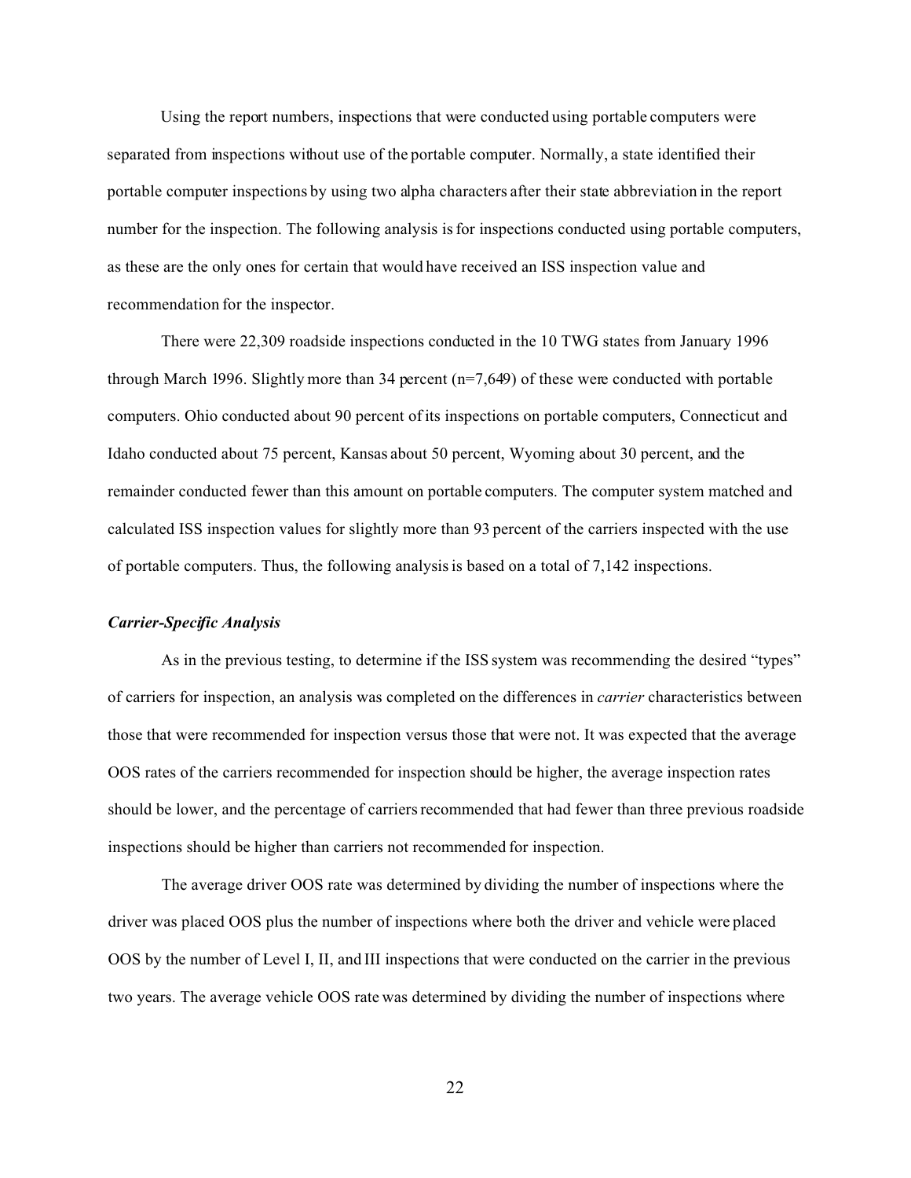Using the report numbers, inspections that were conducted using portable computers were separated from inspections without use of the portable computer. Normally, a state identified their portable computer inspections by using two alpha characters after their state abbreviation in the report number for the inspection. The following analysis is for inspections conducted using portable computers, as these are the only ones for certain that would have received an ISS inspection value and recommendation for the inspector.

There were 22,309 roadside inspections conducted in the 10 TWG states from January 1996 through March 1996. Slightly more than 34 percent (n=7,649) of these were conducted with portable computers. Ohio conducted about 90 percent of its inspections on portable computers, Connecticut and Idaho conducted about 75 percent, Kansas about 50 percent, Wyoming about 30 percent, and the remainder conducted fewer than this amount on portable computers. The computer system matched and calculated ISS inspection values for slightly more than 93 percent of the carriers inspected with the use of portable computers. Thus, the following analysis is based on a total of 7,142 inspections.

#### ***Carrier-Specific Analysis***

As in the previous testing, to determine if the ISS system was recommending the desired "types" of carriers for inspection, an analysis was completed on the differences in *carrier* characteristics between those that were recommended for inspection versus those that were not. It was expected that the average OOS rates of the carriers recommended for inspection should be higher, the average inspection rates should be lower, and the percentage of carriers recommended that had fewer than three previous roadside inspections should be higher than carriers not recommended for inspection.

The average driver OOS rate was determined by dividing the number of inspections where the driver was placed OOS plus the number of inspections where both the driver and vehicle were placed OOS by the number of Level I, II, and III inspections that were conducted on the carrier in the previous two years. The average vehicle OOS rate was determined by dividing the number of inspections where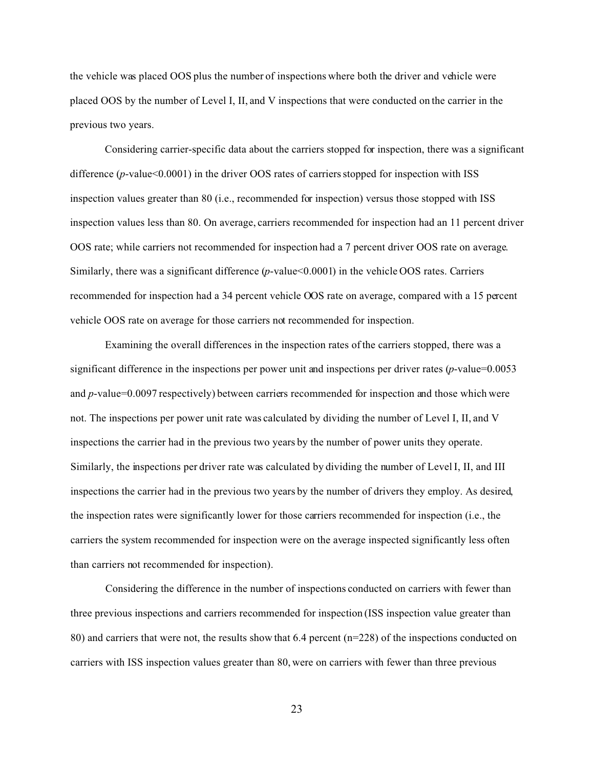the vehicle was placed OOS plus the number of inspections where both the driver and vehicle were placed OOS by the number of Level I, II, and V inspections that were conducted on the carrier in the previous two years.

Considering carrier-specific data about the carriers stopped for inspection, there was a significant difference ($p$-value<0.0001) in the driver OOS rates of carriers stopped for inspection with ISS inspection values greater than 80 (i.e., recommended for inspection) versus those stopped with ISS inspection values less than 80. On average, carriers recommended for inspection had an 11 percent driver OOS rate; while carriers not recommended for inspection had a 7 percent driver OOS rate on average. Similarly, there was a significant difference ($p$-value<0.0001) in the vehicle OOS rates. Carriers recommended for inspection had a 34 percent vehicle OOS rate on average, compared with a 15 percent vehicle OOS rate on average for those carriers not recommended for inspection.

Examining the overall differences in the inspection rates of the carriers stopped, there was a significant difference in the inspections per power unit and inspections per driver rates ($p$-value=0.0053 and $p$-value=0.0097 respectively) between carriers recommended for inspection and those which were not. The inspections per power unit rate was calculated by dividing the number of Level I, II, and V inspections the carrier had in the previous two years by the number of power units they operate. Similarly, the inspections per driver rate was calculated by dividing the number of Level I, II, and III inspections the carrier had in the previous two years by the number of drivers they employ. As desired, the inspection rates were significantly lower for those carriers recommended for inspection (i.e., the carriers the system recommended for inspection were on the average inspected significantly less often than carriers not recommended for inspection).

Considering the difference in the number of inspections conducted on carriers with fewer than three previous inspections and carriers recommended for inspection (ISS inspection value greater than 80) and carriers that were not, the results show that 6.4 percent (n=228) of the inspections conducted on carriers with ISS inspection values greater than 80, were on carriers with fewer than three previous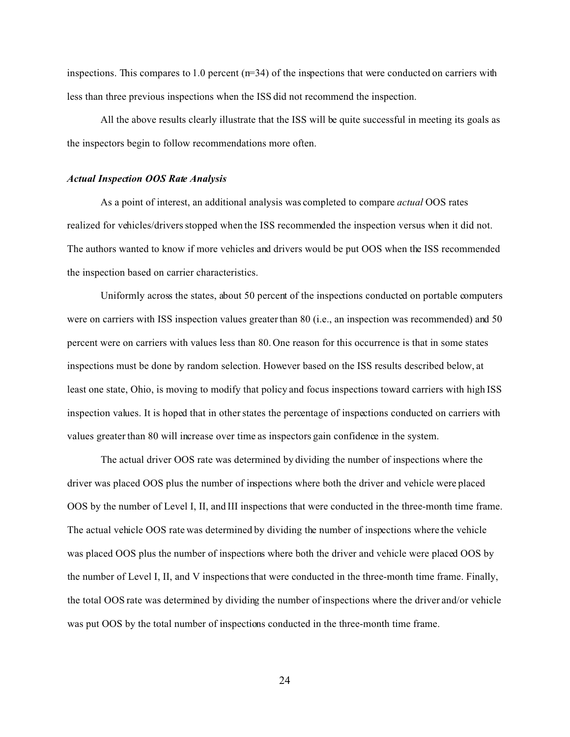inspections. This compares to 1.0 percent (n=34) of the inspections that were conducted on carriers with less than three previous inspections when the ISS did not recommend the inspection.

All the above results clearly illustrate that the ISS will be quite successful in meeting its goals as the inspectors begin to follow recommendations more often.

### *Actual Inspection OOS Rate Analysis*

As a point of interest, an additional analysis was completed to compare *actual* OOS rates realized for vehicles/drivers stopped when the ISS recommended the inspection versus when it did not. The authors wanted to know if more vehicles and drivers would be put OOS when the ISS recommended the inspection based on carrier characteristics.

Uniformly across the states, about 50 percent of the inspections conducted on portable computers were on carriers with ISS inspection values greater than 80 (i.e., an inspection was recommended) and 50 percent were on carriers with values less than 80. One reason for this occurrence is that in some states inspections must be done by random selection. However based on the ISS results described below, at least one state, Ohio, is moving to modify that policy and focus inspections toward carriers with high ISS inspection values. It is hoped that in other states the percentage of inspections conducted on carriers with values greater than 80 will increase over time as inspectors gain confidence in the system.

The actual driver OOS rate was determined by dividing the number of inspections where the driver was placed OOS plus the number of inspections where both the driver and vehicle were placed OOS by the number of Level I, II, and III inspections that were conducted in the three-month time frame. The actual vehicle OOS rate was determined by dividing the number of inspections where the vehicle was placed OOS plus the number of inspections where both the driver and vehicle were placed OOS by the number of Level I, II, and V inspections that were conducted in the three-month time frame. Finally, the total OOS rate was determined by dividing the number of inspections where the driver and/or vehicle was put OOS by the total number of inspections conducted in the three-month time frame.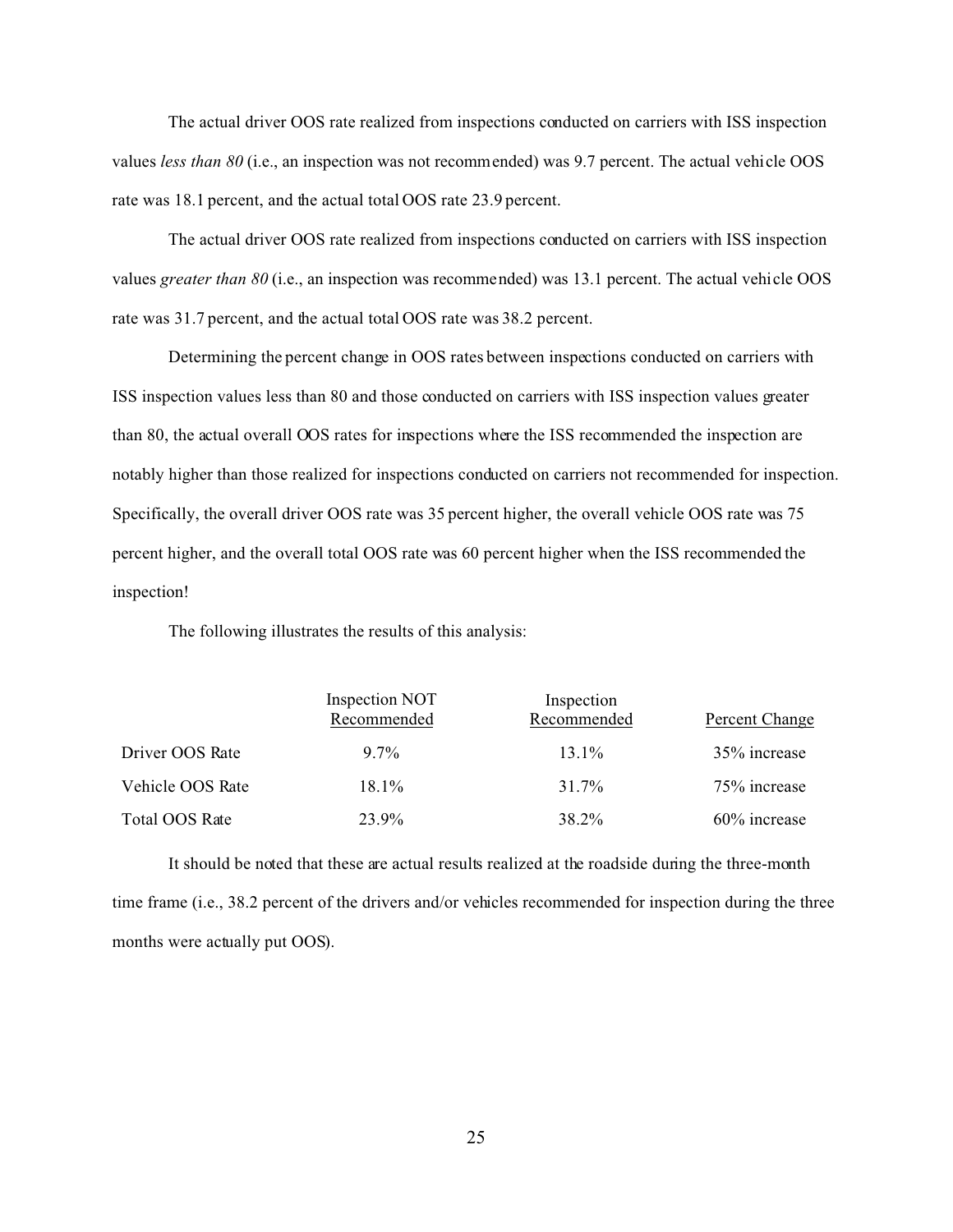The actual driver OOS rate realized from inspections conducted on carriers with ISS inspection values *less than 80* (i.e., an inspection was not recommended) was 9.7 percent. The actual vehicle OOS rate was 18.1 percent, and the actual total OOS rate 23.9 percent.

The actual driver OOS rate realized from inspections conducted on carriers with ISS inspection values *greater than 80* (i.e., an inspection was recommended) was 13.1 percent. The actual vehicle OOS rate was 31.7 percent, and the actual total OOS rate was 38.2 percent.

Determining the percent change in OOS rates between inspections conducted on carriers with ISS inspection values less than 80 and those conducted on carriers with ISS inspection values greater than 80, the actual overall OOS rates for inspections where the ISS recommended the inspection are notably higher than those realized for inspections conducted on carriers not recommended for inspection. Specifically, the overall driver OOS rate was 35 percent higher, the overall vehicle OOS rate was 75 percent higher, and the overall total OOS rate was 60 percent higher when the ISS recommended the inspection!

The following illustrates the results of this analysis:

| | Inspection NOT Recommended | Inspection Recommended | Percent Change |
|---|---|---|---|
| Driver OOS Rate | 9.7% | 13.1% | 35% increase |
| Vehicle OOS Rate | 18.1% | 31.7% | 75% increase |
| Total OOS Rate | 23.9% | 38.2% | 60% increase |

It should be noted that these are actual results realized at the roadside during the three-month time frame (i.e., 38.2 percent of the drivers and/or vehicles recommended for inspection during the three months were actually put OOS).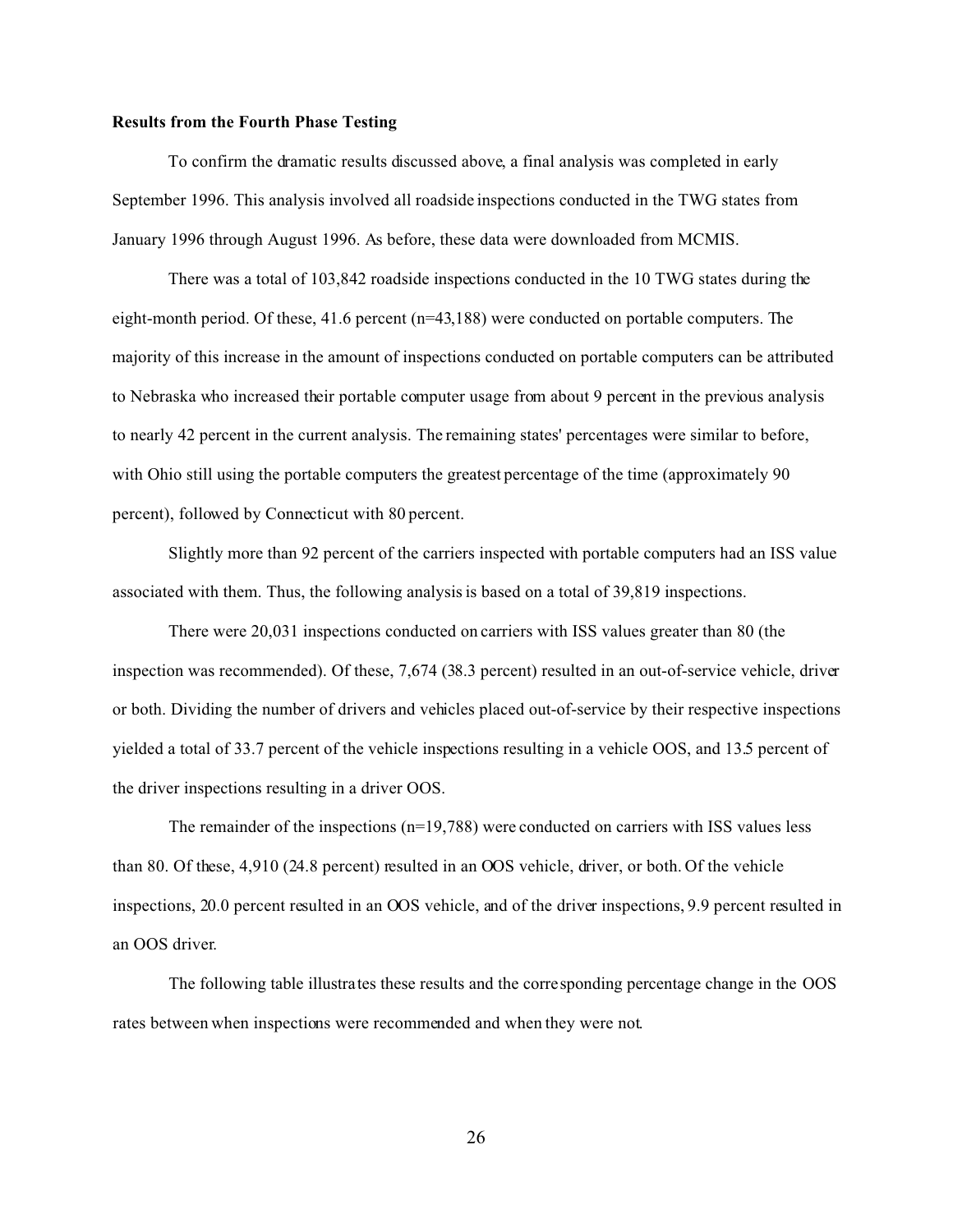**Results from the Fourth Phase Testing**

To confirm the dramatic results discussed above, a final analysis was completed in early September 1996. This analysis involved all roadside inspections conducted in the TWG states from January 1996 through August 1996. As before, these data were downloaded from MCMIS.

There was a total of 103,842 roadside inspections conducted in the 10 TWG states during the eight-month period. Of these, 41.6 percent (n=43,188) were conducted on portable computers. The majority of this increase in the amount of inspections conducted on portable computers can be attributed to Nebraska who increased their portable computer usage from about 9 percent in the previous analysis to nearly 42 percent in the current analysis. The remaining states' percentages were similar to before, with Ohio still using the portable computers the greatest percentage of the time (approximately 90 percent), followed by Connecticut with 80 percent.

Slightly more than 92 percent of the carriers inspected with portable computers had an ISS value associated with them. Thus, the following analysis is based on a total of 39,819 inspections.

There were 20,031 inspections conducted on carriers with ISS values greater than 80 (the inspection was recommended). Of these, 7,674 (38.3 percent) resulted in an out-of-service vehicle, driver or both. Dividing the number of drivers and vehicles placed out-of-service by their respective inspections yielded a total of 33.7 percent of the vehicle inspections resulting in a vehicle OOS, and 13.5 percent of the driver inspections resulting in a driver OOS.

The remainder of the inspections (n=19,788) were conducted on carriers with ISS values less than 80. Of these, 4,910 (24.8 percent) resulted in an OOS vehicle, driver, or both. Of the vehicle inspections, 20.0 percent resulted in an OOS vehicle, and of the driver inspections, 9.9 percent resulted in an OOS driver.

The following table illustrates these results and the corresponding percentage change in the OOS rates between when inspections were recommended and when they were not.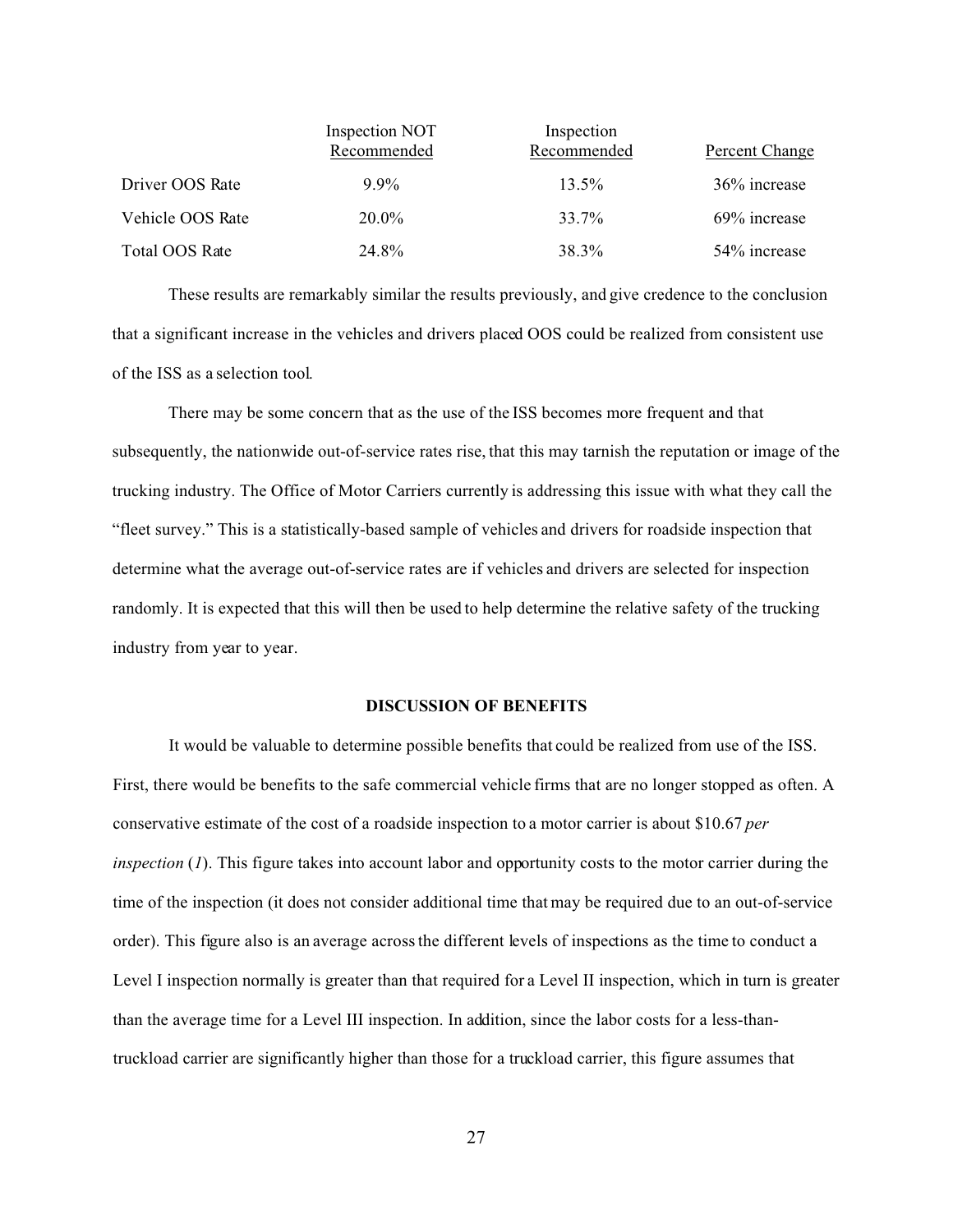| | Inspection NOT Recommended | Inspection Recommended | Percent Change |
|---|---|---|---|
| Driver OOS Rate | 9.9% | 13.5% | 36% increase |
| Vehicle OOS Rate | 20.0% | 33.7% | 69% increase |
| Total OOS Rate | 24.8% | 38.3% | 54% increase |

These results are remarkably similar the results previously, and give credence to the conclusion that a significant increase in the vehicles and drivers placed OOS could be realized from consistent use of the ISS as a selection tool.

There may be some concern that as the use of the ISS becomes more frequent and that subsequently, the nationwide out-of-service rates rise, that this may tarnish the reputation or image of the trucking industry. The Office of Motor Carriers currently is addressing this issue with what they call the "fleet survey." This is a statistically-based sample of vehicles and drivers for roadside inspection that determine what the average out-of-service rates are if vehicles and drivers are selected for inspection randomly. It is expected that this will then be used to help determine the relative safety of the trucking industry from year to year.

## DISCUSSION OF BENEFITS

It would be valuable to determine possible benefits that could be realized from use of the ISS. First, there would be benefits to the safe commercial vehicle firms that are no longer stopped as often. A conservative estimate of the cost of a roadside inspection to a motor carrier is about $10.67 *per inspection* (*1*). This figure takes into account labor and opportunity costs to the motor carrier during the time of the inspection (it does not consider additional time that may be required due to an out-of-service order). This figure also is an average across the different levels of inspections as the time to conduct a Level I inspection normally is greater than that required for a Level II inspection, which in turn is greater than the average time for a Level III inspection. In addition, since the labor costs for a less-than-truckload carrier are significantly higher than those for a truckload carrier, this figure assumes that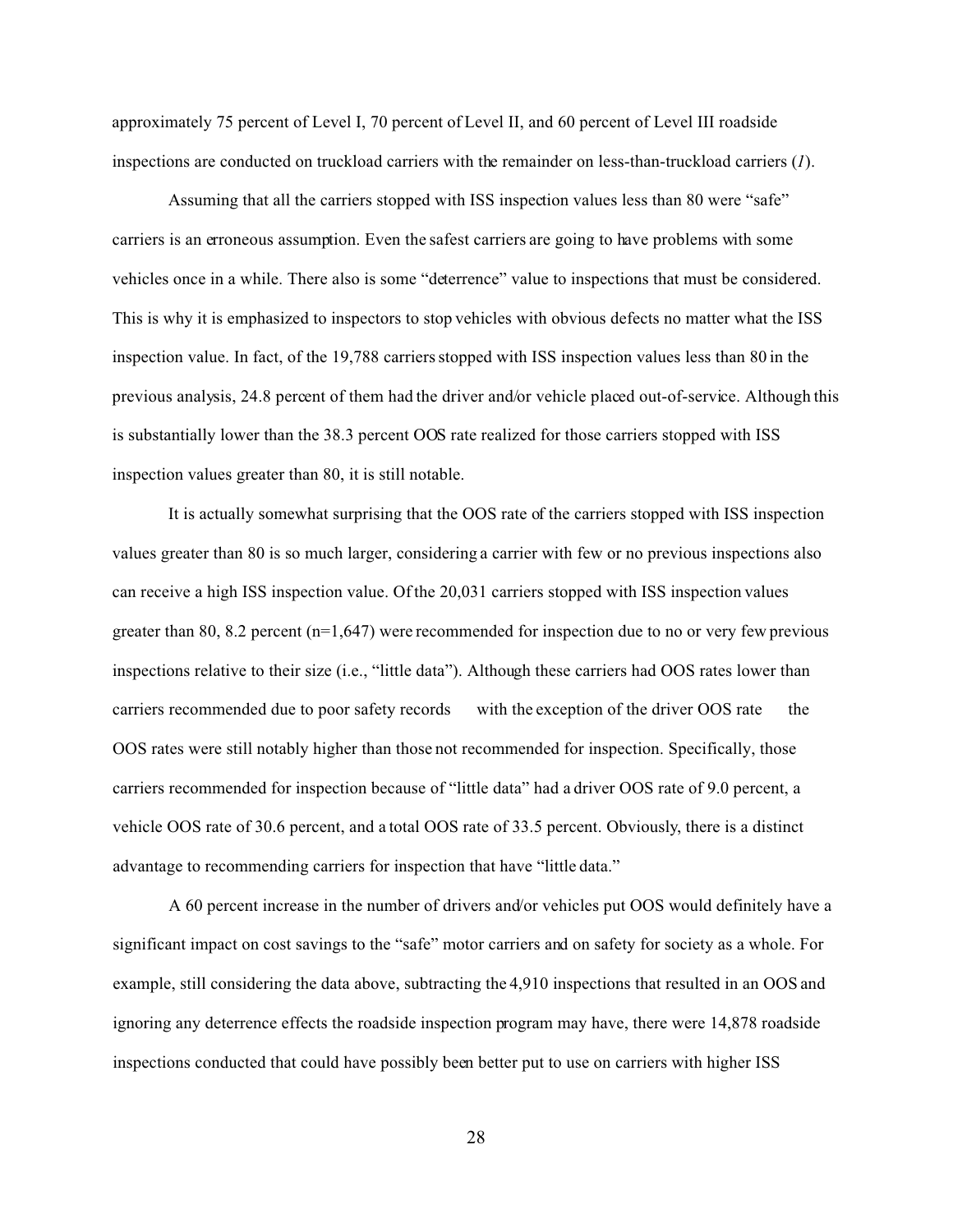approximately 75 percent of Level I, 70 percent of Level II, and 60 percent of Level III roadside inspections are conducted on truckload carriers with the remainder on less-than-truckload carriers (*1*).

Assuming that all the carriers stopped with ISS inspection values less than 80 were "safe" carriers is an erroneous assumption. Even the safest carriers are going to have problems with some vehicles once in a while. There also is some "deterrence" value to inspections that must be considered. This is why it is emphasized to inspectors to stop vehicles with obvious defects no matter what the ISS inspection value. In fact, of the 19,788 carriers stopped with ISS inspection values less than 80 in the previous analysis, 24.8 percent of them had the driver and/or vehicle placed out-of-service. Although this is substantially lower than the 38.3 percent OOS rate realized for those carriers stopped with ISS inspection values greater than 80, it is still notable.

It is actually somewhat surprising that the OOS rate of the carriers stopped with ISS inspection values greater than 80 is so much larger, considering a carrier with few or no previous inspections also can receive a high ISS inspection value. Of the 20,031 carriers stopped with ISS inspection values greater than 80, 8.2 percent (n=1,647) were recommended for inspection due to no or very few previous inspections relative to their size (i.e., "little data"). Although these carriers had OOS rates lower than carriers recommended due to poor safety records — with the exception of the driver OOS rate — the OOS rates were still notably higher than those not recommended for inspection. Specifically, those carriers recommended for inspection because of "little data" had a driver OOS rate of 9.0 percent, a vehicle OOS rate of 30.6 percent, and a total OOS rate of 33.5 percent. Obviously, there is a distinct advantage to recommending carriers for inspection that have "little data."

A 60 percent increase in the number of drivers and/or vehicles put OOS would definitely have a significant impact on cost savings to the "safe" motor carriers and on safety for society as a whole. For example, still considering the data above, subtracting the 4,910 inspections that resulted in an OOS and ignoring any deterrence effects the roadside inspection program may have, there were 14,878 roadside inspections conducted that could have possibly been better put to use on carriers with higher ISS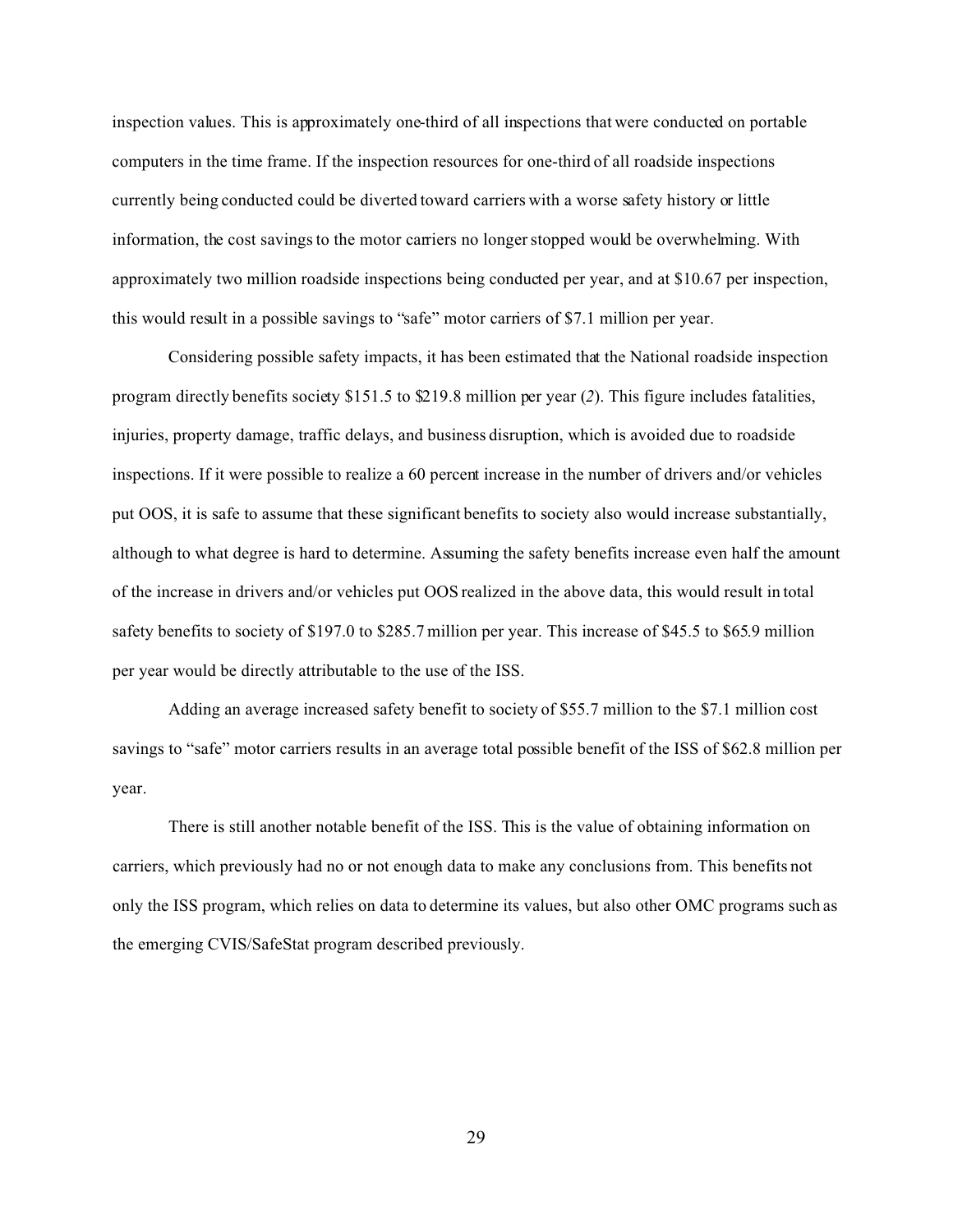inspection values. This is approximately one-third of all inspections that were conducted on portable computers in the time frame. If the inspection resources for one-third of all roadside inspections currently being conducted could be diverted toward carriers with a worse safety history or little information, the cost savings to the motor carriers no longer stopped would be overwhelming. With approximately two million roadside inspections being conducted per year, and at $10.67 per inspection, this would result in a possible savings to "safe" motor carriers of $7.1 million per year.

Considering possible safety impacts, it has been estimated that the National roadside inspection program directly benefits society $151.5 to $219.8 million per year (*2*). This figure includes fatalities, injuries, property damage, traffic delays, and business disruption, which is avoided due to roadside inspections. If it were possible to realize a 60 percent increase in the number of drivers and/or vehicles put OOS, it is safe to assume that these significant benefits to society also would increase substantially, although to what degree is hard to determine. Assuming the safety benefits increase even half the amount of the increase in drivers and/or vehicles put OOS realized in the above data, this would result in total safety benefits to society of $197.0 to $285.7 million per year. This increase of $45.5 to $65.9 million per year would be directly attributable to the use of the ISS.

Adding an average increased safety benefit to society of $55.7 million to the $7.1 million cost savings to "safe" motor carriers results in an average total possible benefit of the ISS of $62.8 million per year.

There is still another notable benefit of the ISS. This is the value of obtaining information on carriers, which previously had no or not enough data to make any conclusions from. This benefits not only the ISS program, which relies on data to determine its values, but also other OMC programs such as the emerging CVIS/SafeStat program described previously.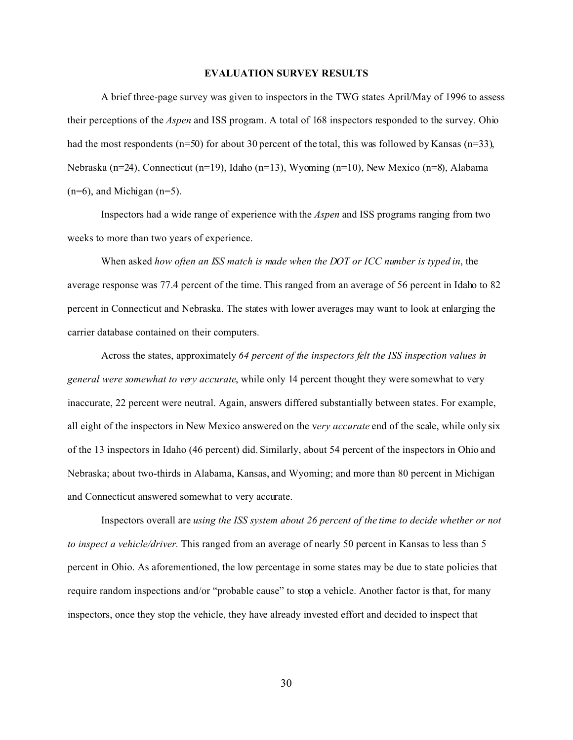**EVALUATION SURVEY RESULTS**

A brief three-page survey was given to inspectors in the TWG states April/May of 1996 to assess their perceptions of the *Aspen* and ISS program. A total of 168 inspectors responded to the survey. Ohio had the most respondents (n=50) for about 30 percent of the total, this was followed by Kansas (n=33), Nebraska (n=24), Connecticut (n=19), Idaho (n=13), Wyoming (n=10), New Mexico (n=8), Alabama (n=6), and Michigan (n=5).

Inspectors had a wide range of experience with the *Aspen* and ISS programs ranging from two weeks to more than two years of experience.

When asked *how often an ISS match is made when the DOT or ICC number is typed in*, the average response was 77.4 percent of the time. This ranged from an average of 56 percent in Idaho to 82 percent in Connecticut and Nebraska. The states with lower averages may want to look at enlarging the carrier database contained on their computers.

Across the states, approximately *64 percent of the inspectors felt the ISS inspection values in general were somewhat to very accurate*, while only 14 percent thought they were somewhat to very inaccurate, 22 percent were neutral. Again, answers differed substantially between states. For example, all eight of the inspectors in New Mexico answered on the v*ery accurate* end of the scale, while only six of the 13 inspectors in Idaho (46 percent) did. Similarly, about 54 percent of the inspectors in Ohio and Nebraska; about two-thirds in Alabama, Kansas, and Wyoming; and more than 80 percent in Michigan and Connecticut answered somewhat to very accurate.

Inspectors overall are *using the ISS system about 26 percent of the time to decide whether or not to inspect a vehicle/driver*. This ranged from an average of nearly 50 percent in Kansas to less than 5 percent in Ohio. As aforementioned, the low percentage in some states may be due to state policies that require random inspections and/or "probable cause" to stop a vehicle. Another factor is that, for many inspectors, once they stop the vehicle, they have already invested effort and decided to inspect that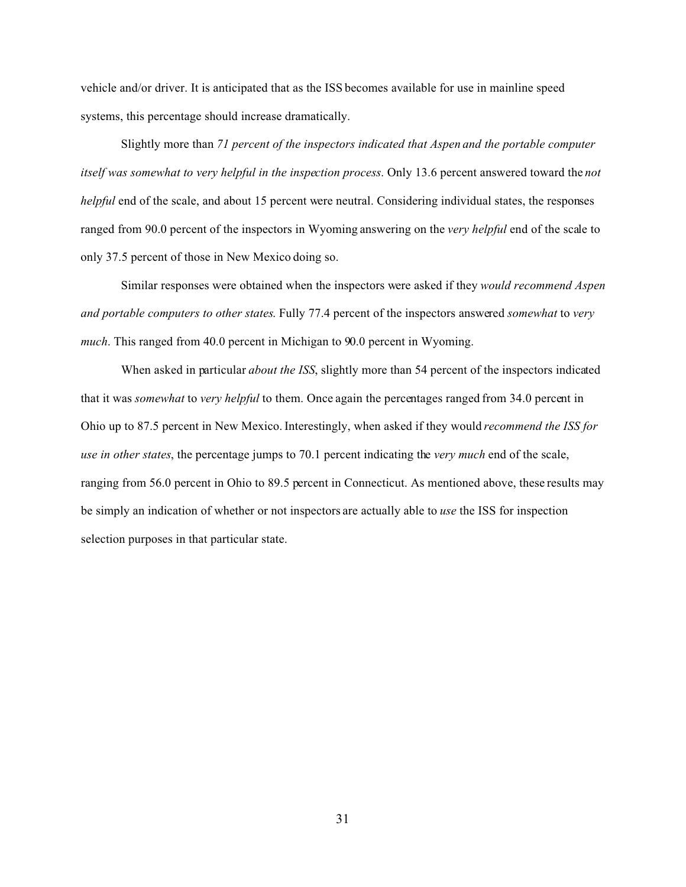vehicle and/or driver. It is anticipated that as the ISS becomes available for use in mainline speed systems, this percentage should increase dramatically.

Slightly more than *71 percent of the inspectors indicated that Aspen and the portable computer itself was somewhat to very helpful in the inspection process*. Only 13.6 percent answered toward the *not helpful* end of the scale, and about 15 percent were neutral. Considering individual states, the responses ranged from 90.0 percent of the inspectors in Wyoming answering on the *very helpful* end of the scale to only 37.5 percent of those in New Mexico doing so.

Similar responses were obtained when the inspectors were asked if they *would recommend Aspen and portable computers to other states*. Fully 77.4 percent of the inspectors answered *somewhat* to *very much*. This ranged from 40.0 percent in Michigan to 90.0 percent in Wyoming.

When asked in particular *about the ISS*, slightly more than 54 percent of the inspectors indicated that it was *somewhat* to *very helpful* to them. Once again the percentages ranged from 34.0 percent in Ohio up to 87.5 percent in New Mexico. Interestingly, when asked if they would *recommend the ISS for use in other states*, the percentage jumps to 70.1 percent indicating the *very much* end of the scale, ranging from 56.0 percent in Ohio to 89.5 percent in Connecticut. As mentioned above, these results may be simply an indication of whether or not inspectors are actually able to *use* the ISS for inspection selection purposes in that particular state.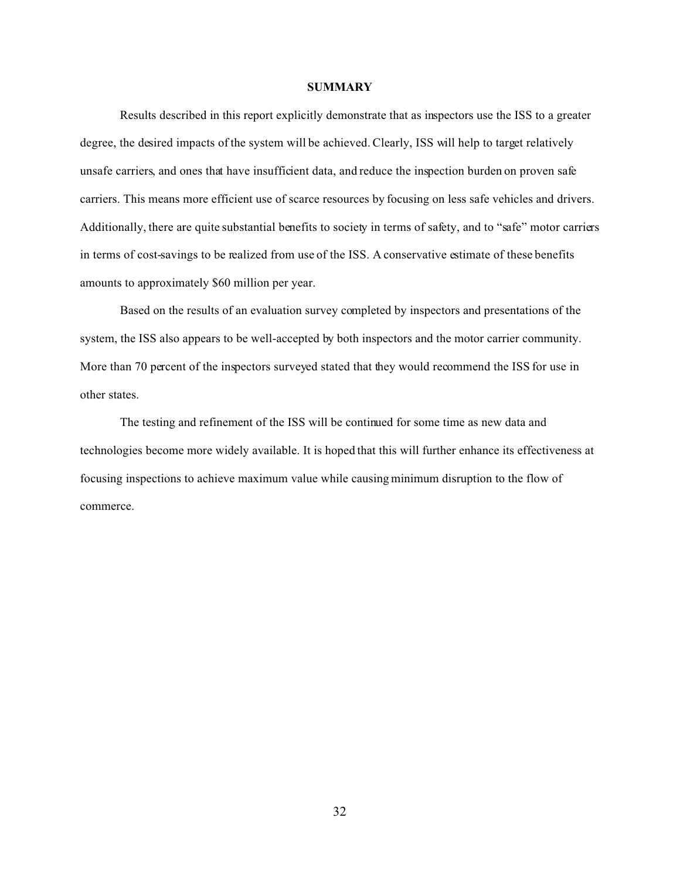## SUMMARY

Results described in this report explicitly demonstrate that as inspectors use the ISS to a greater degree, the desired impacts of the system will be achieved. Clearly, ISS will help to target relatively unsafe carriers, and ones that have insufficient data, and reduce the inspection burden on proven safe carriers. This means more efficient use of scarce resources by focusing on less safe vehicles and drivers. Additionally, there are quite substantial benefits to society in terms of safety, and to "safe" motor carriers in terms of cost-savings to be realized from use of the ISS. A conservative estimate of these benefits amounts to approximately $60 million per year.

Based on the results of an evaluation survey completed by inspectors and presentations of the system, the ISS also appears to be well-accepted by both inspectors and the motor carrier community. More than 70 percent of the inspectors surveyed stated that they would recommend the ISS for use in other states.

The testing and refinement of the ISS will be continued for some time as new data and technologies become more widely available. It is hoped that this will further enhance its effectiveness at focusing inspections to achieve maximum value while causing minimum disruption to the flow of commerce.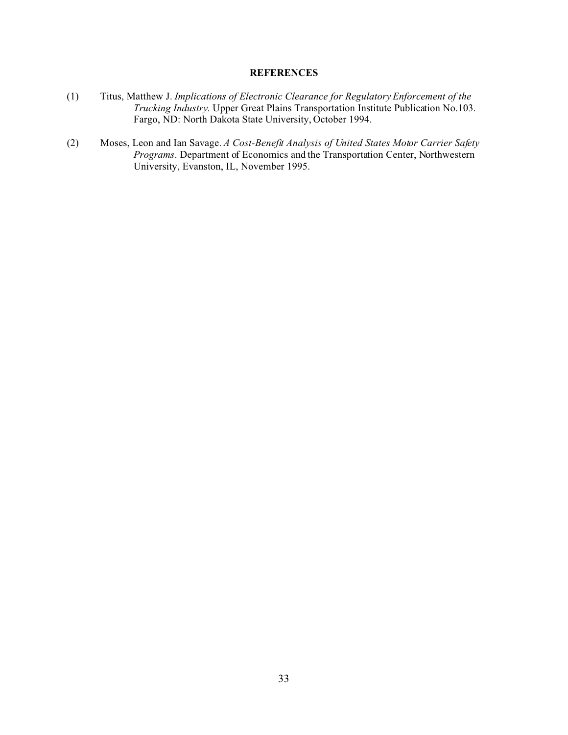# REFERENCES

(1) Titus, Matthew J. *Implications of Electronic Clearance for Regulatory Enforcement of the Trucking Industry*. Upper Great Plains Transportation Institute Publication No.103. Fargo, ND: North Dakota State University, October 1994.

(2) Moses, Leon and Ian Savage. *A Cost-Benefit Analysis of United States Motor Carrier Safety Programs*. Department of Economics and the Transportation Center, Northwestern University, Evanston, IL, November 1995.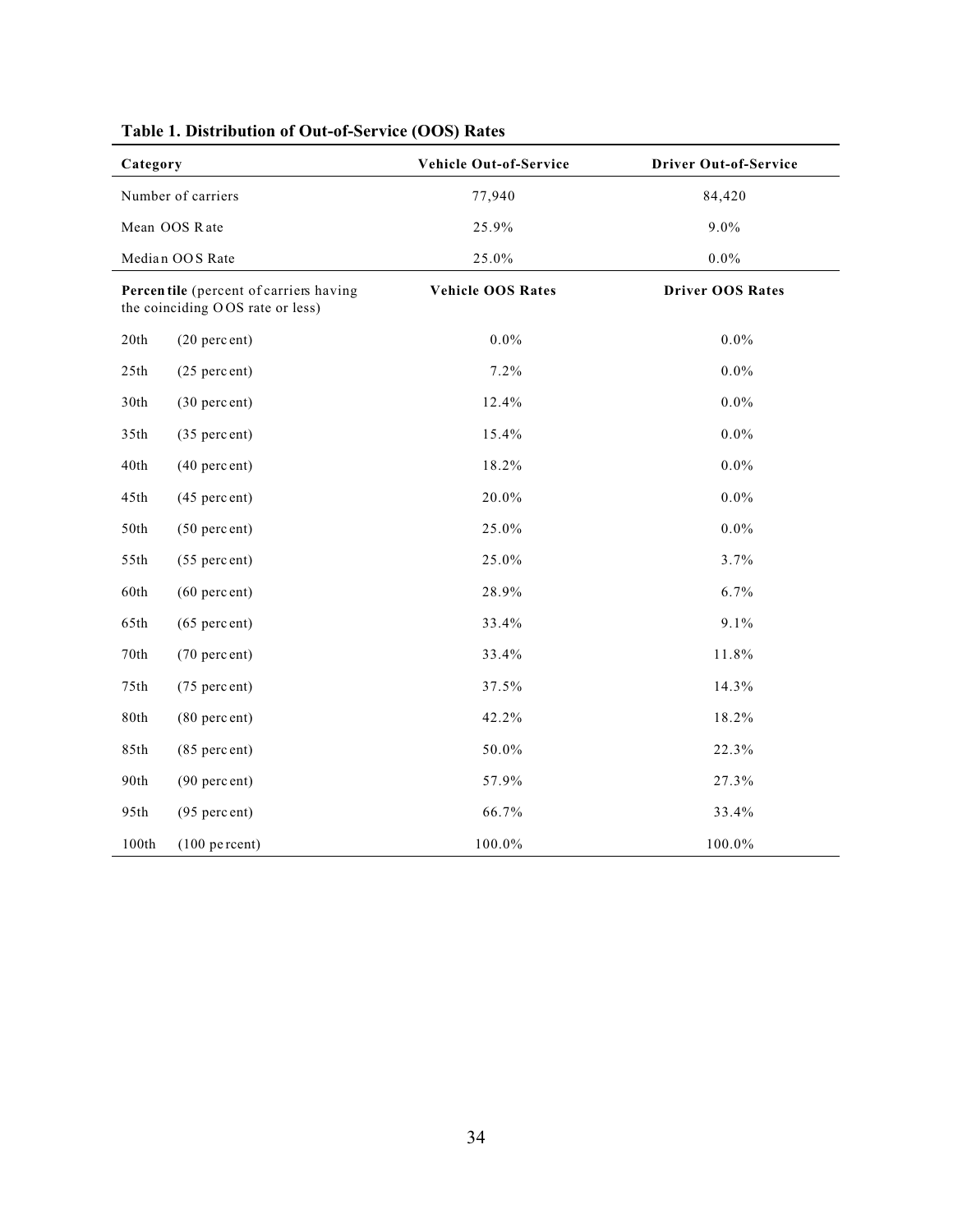**Table 1. Distribution of Out-of-Service (OOS) Rates**

| Category | | Vehicle Out-of-Service | Driver Out-of-Service |
|---|---|---|---|
| Number of carriers | | 77,940 | 84,420 |
| Mean OOS Rate | | 25.9% | 9.0% |
| Median OOS Rate | | 25.0% | 0.0% |
| **Percentile** (percent of carriers having the coinciding OOS rate or less) | | **Vehicle OOS Rates** | **Driver OOS Rates** |
| 20th | (20 percent) | 0.0% | 0.0% |
| 25th | (25 percent) | 7.2% | 0.0% |
| 30th | (30 percent) | 12.4% | 0.0% |
| 35th | (35 percent) | 15.4% | 0.0% |
| 40th | (40 percent) | 18.2% | 0.0% |
| 45th | (45 percent) | 20.0% | 0.0% |
| 50th | (50 percent) | 25.0% | 0.0% |
| 55th | (55 percent) | 25.0% | 3.7% |
| 60th | (60 percent) | 28.9% | 6.7% |
| 65th | (65 percent) | 33.4% | 9.1% |
| 70th | (70 percent) | 33.4% | 11.8% |
| 75th | (75 percent) | 37.5% | 14.3% |
| 80th | (80 percent) | 42.2% | 18.2% |
| 85th | (85 percent) | 50.0% | 22.3% |
| 90th | (90 percent) | 57.9% | 27.3% |
| 95th | (95 percent) | 66.7% | 33.4% |
| 100th | (100 percent) | 100.0% | 100.0% |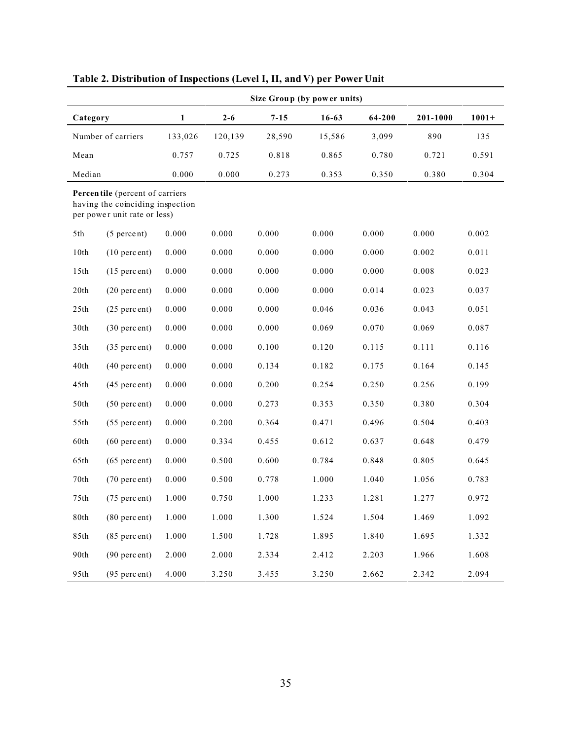**Table 2. Distribution of Inspections (Level I, II, and V) per Power Unit**

| Category | | Size Group (by power units) | | | | | | |
|---|---|---|---|---|---|---|---|---|
| | | 1 | 2-6 | 7-15 | 16-63 | 64-200 | 201-1000 | 1001+ |
| Number of carriers | | 133,026 | 120,139 | 28,590 | 15,586 | 3,099 | 890 | 135 |
| Mean | | 0.757 | 0.725 | 0.818 | 0.865 | 0.780 | 0.721 | 0.591 |
| Median | | 0.000 | 0.000 | 0.273 | 0.353 | 0.350 | 0.380 | 0.304 |
| **Percentile** (percent of carriers having the coinciding inspection per power unit rate or less) | | | | | | | | |
| 5th | (5 percent) | 0.000 | 0.000 | 0.000 | 0.000 | 0.000 | 0.000 | 0.002 |
| 10th | (10 percent) | 0.000 | 0.000 | 0.000 | 0.000 | 0.000 | 0.002 | 0.011 |
| 15th | (15 percent) | 0.000 | 0.000 | 0.000 | 0.000 | 0.000 | 0.008 | 0.023 |
| 20th | (20 percent) | 0.000 | 0.000 | 0.000 | 0.000 | 0.014 | 0.023 | 0.037 |
| 25th | (25 percent) | 0.000 | 0.000 | 0.000 | 0.046 | 0.036 | 0.043 | 0.051 |
| 30th | (30 percent) | 0.000 | 0.000 | 0.000 | 0.069 | 0.070 | 0.069 | 0.087 |
| 35th | (35 percent) | 0.000 | 0.000 | 0.100 | 0.120 | 0.115 | 0.111 | 0.116 |
| 40th | (40 percent) | 0.000 | 0.000 | 0.134 | 0.182 | 0.175 | 0.164 | 0.145 |
| 45th | (45 percent) | 0.000 | 0.000 | 0.200 | 0.254 | 0.250 | 0.256 | 0.199 |
| 50th | (50 percent) | 0.000 | 0.000 | 0.273 | 0.353 | 0.350 | 0.380 | 0.304 |
| 55th | (55 percent) | 0.000 | 0.200 | 0.364 | 0.471 | 0.496 | 0.504 | 0.403 |
| 60th | (60 percent) | 0.000 | 0.334 | 0.455 | 0.612 | 0.637 | 0.648 | 0.479 |
| 65th | (65 percent) | 0.000 | 0.500 | 0.600 | 0.784 | 0.848 | 0.805 | 0.645 |
| 70th | (70 percent) | 0.000 | 0.500 | 0.778 | 1.000 | 1.040 | 1.056 | 0.783 |
| 75th | (75 percent) | 1.000 | 0.750 | 1.000 | 1.233 | 1.281 | 1.277 | 0.972 |
| 80th | (80 percent) | 1.000 | 1.000 | 1.300 | 1.524 | 1.504 | 1.469 | 1.092 |
| 85th | (85 percent) | 1.000 | 1.500 | 1.728 | 1.895 | 1.840 | 1.695 | 1.332 |
| 90th | (90 percent) | 2.000 | 2.000 | 2.334 | 2.412 | 2.203 | 1.966 | 1.608 |
| 95th | (95 percent) | 4.000 | 3.250 | 3.455 | 3.250 | 2.662 | 2.342 | 2.094 |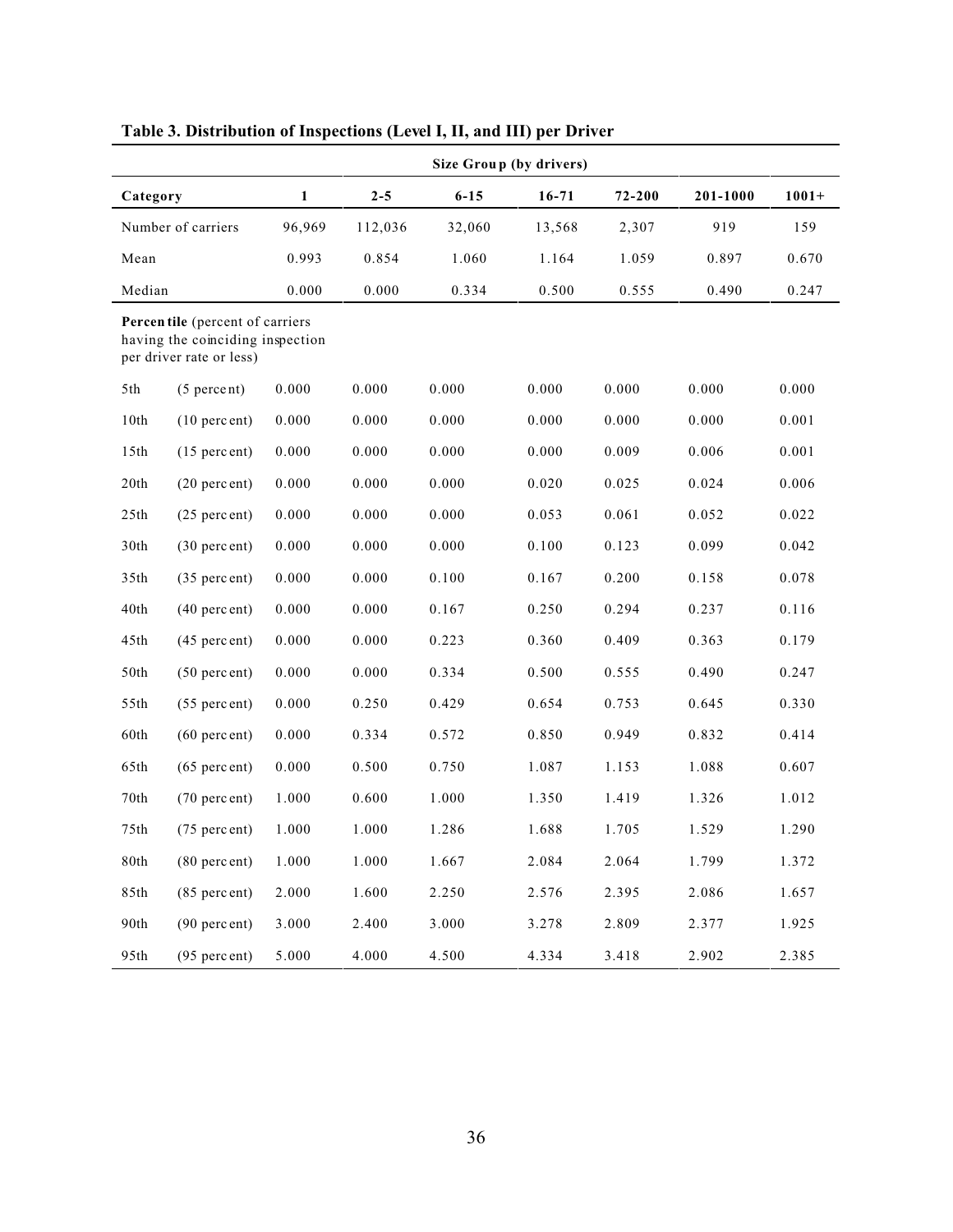**Table 3. Distribution of Inspections (Level I, II, and III) per Driver**

| | | Size Group (by drivers) | | | | | | |
|---|---|---|---|---|---|---|---|---|
| **Category** | | **1** | **2-5** | **6-15** | **16-71** | **72-200** | **201-1000** | **1001+** |
| Number of carriers | | 96,969 | 112,036 | 32,060 | 13,568 | 2,307 | 919 | 159 |
| Mean | | 0.993 | 0.854 | 1.060 | 1.164 | 1.059 | 0.897 | 0.670 |
| Median | | 0.000 | 0.000 | 0.334 | 0.500 | 0.555 | 0.490 | 0.247 |
| **Percentile** (percent of carriers having the coinciding inspection per driver rate or less) | | | | | | | | |
| 5th | (5 percent) | 0.000 | 0.000 | 0.000 | 0.000 | 0.000 | 0.000 | 0.000 |
| 10th | (10 percent) | 0.000 | 0.000 | 0.000 | 0.000 | 0.000 | 0.000 | 0.001 |
| 15th | (15 percent) | 0.000 | 0.000 | 0.000 | 0.000 | 0.009 | 0.006 | 0.001 |
| 20th | (20 percent) | 0.000 | 0.000 | 0.000 | 0.020 | 0.025 | 0.024 | 0.006 |
| 25th | (25 percent) | 0.000 | 0.000 | 0.000 | 0.053 | 0.061 | 0.052 | 0.022 |
| 30th | (30 percent) | 0.000 | 0.000 | 0.000 | 0.100 | 0.123 | 0.099 | 0.042 |
| 35th | (35 percent) | 0.000 | 0.000 | 0.100 | 0.167 | 0.200 | 0.158 | 0.078 |
| 40th | (40 percent) | 0.000 | 0.000 | 0.167 | 0.250 | 0.294 | 0.237 | 0.116 |
| 45th | (45 percent) | 0.000 | 0.000 | 0.223 | 0.360 | 0.409 | 0.363 | 0.179 |
| 50th | (50 percent) | 0.000 | 0.000 | 0.334 | 0.500 | 0.555 | 0.490 | 0.247 |
| 55th | (55 percent) | 0.000 | 0.250 | 0.429 | 0.654 | 0.753 | 0.645 | 0.330 |
| 60th | (60 percent) | 0.000 | 0.334 | 0.572 | 0.850 | 0.949 | 0.832 | 0.414 |
| 65th | (65 percent) | 0.000 | 0.500 | 0.750 | 1.087 | 1.153 | 1.088 | 0.607 |
| 70th | (70 percent) | 1.000 | 0.600 | 1.000 | 1.350 | 1.419 | 1.326 | 1.012 |
| 75th | (75 percent) | 1.000 | 1.000 | 1.286 | 1.688 | 1.705 | 1.529 | 1.290 |
| 80th | (80 percent) | 1.000 | 1.000 | 1.667 | 2.084 | 2.064 | 1.799 | 1.372 |
| 85th | (85 percent) | 2.000 | 1.600 | 2.250 | 2.576 | 2.395 | 2.086 | 1.657 |
| 90th | (90 percent) | 3.000 | 2.400 | 3.000 | 3.278 | 2.809 | 2.377 | 1.925 |
| 95th | (95 percent) | 5.000 | 4.000 | 4.500 | 4.334 | 3.418 | 2.902 | 2.385 |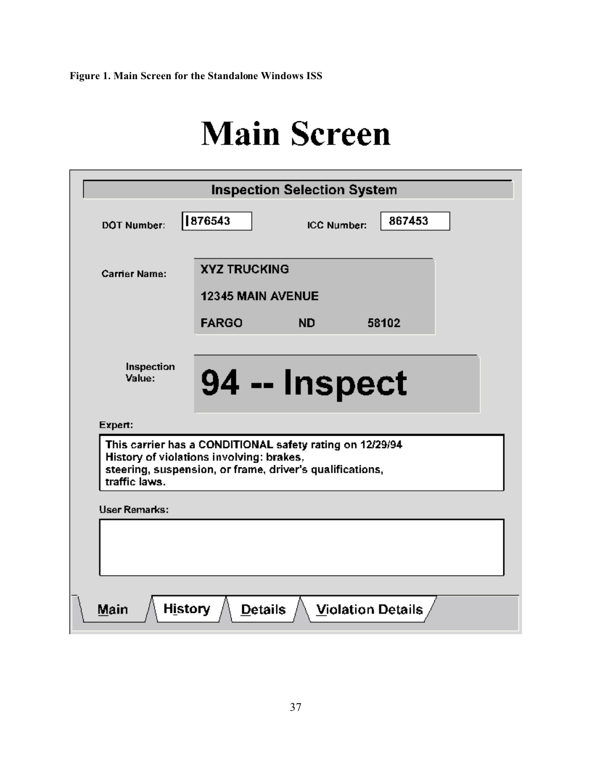**Figure 1. Main Screen for the Standalone Windows ISS**

# Main Screen

**Inspection Selection System**

DOT Number: 876543    ICC Number: 867453

Carrier Name:
XYZ TRUCKING
12345 MAIN AVENUE
FARGO    ND    58102

Inspection Value: **94 -- Inspect**

Expert:
This carrier has a CONDITIONAL safety rating on 12/29/94
History of violations involving: brakes,
steering, suspension, or frame, driver's qualifications,
traffic laws.

User Remarks:

Main | History | Details | Violation Details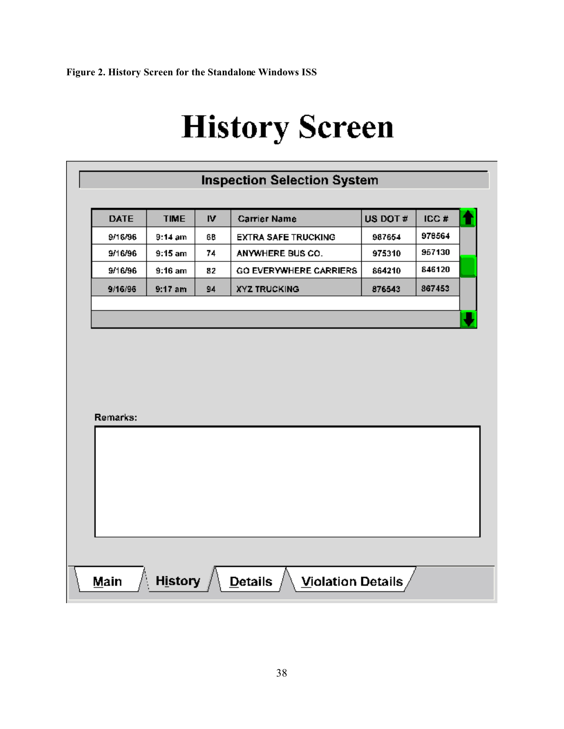**Figure 2. History Screen for the Standalone Windows ISS**

# History Screen

**Inspection Selection System**

| DATE | TIME | IV | Carrier Name | US DOT # | ICC # |
|---|---|---|---|---|---|
| 9/16/96 | 9:14 am | 68 | EXTRA SAFE TRUCKING | 987654 | 978564 |
| 9/16/96 | 9:15 am | 74 | ANYWHERE BUS CO. | 975310 | 957130 |
| 9/16/96 | 9:16 am | 82 | GO EVERYWHERE CARRIERS | 864210 | 846120 |
| 9/16/96 | 9:17 am | 94 | XYZ TRUCKING | 876543 | 867453 |

Remarks:

Main | History | Details | Violation Details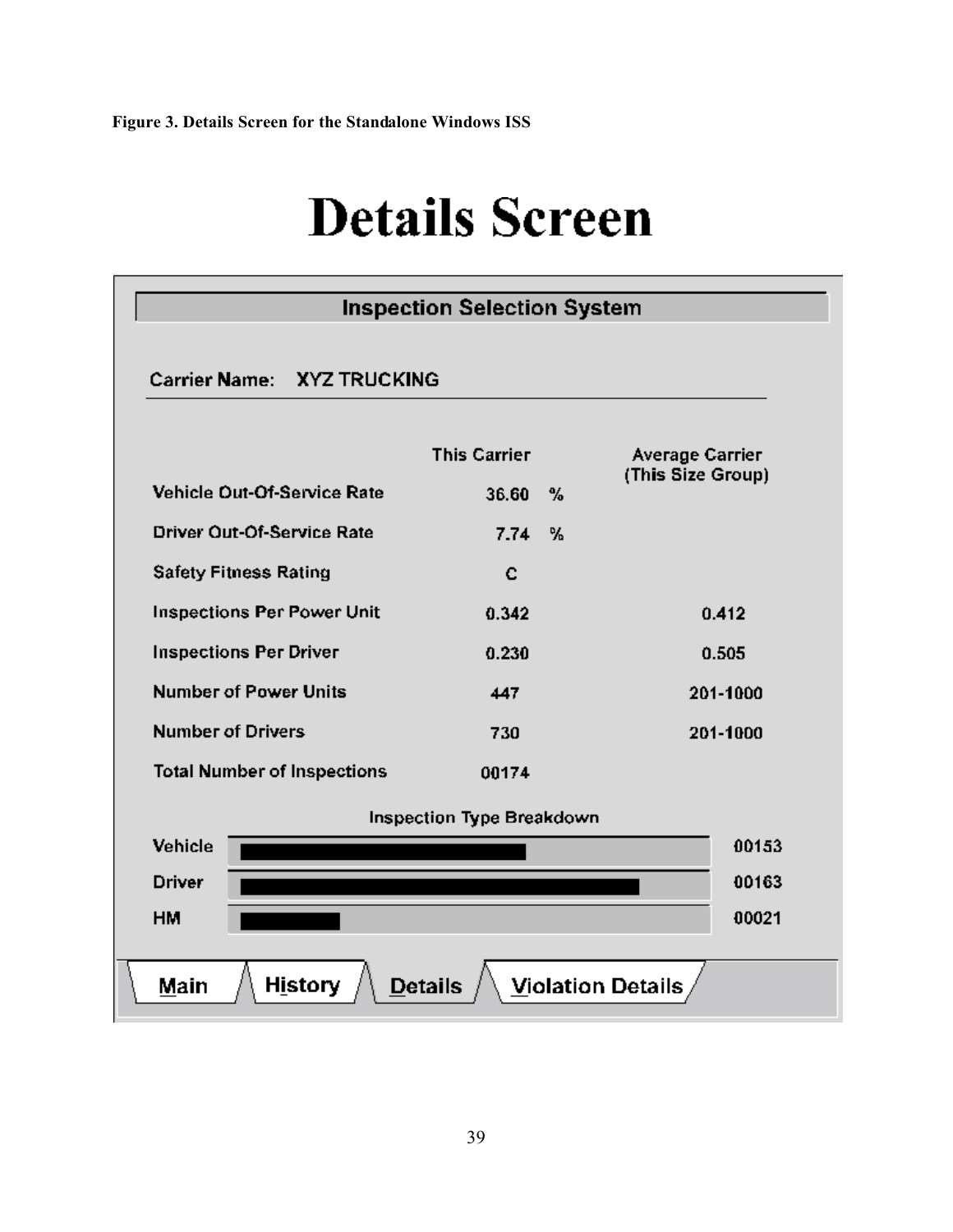**Figure 3. Details Screen for the Standalone Windows ISS**

# Details Screen

**Inspection Selection System**

**Carrier Name:** XYZ TRUCKING

| | This Carrier | Average Carrier (This Size Group) |
|---|---|---|
| Vehicle Out-Of-Service Rate | 36.60 % | |
| Driver Out-Of-Service Rate | 7.74 % | |
| Safety Fitness Rating | C | |
| Inspections Per Power Unit | 0.342 | 0.412 |
| Inspections Per Driver | 0.230 | 0.505 |
| Number of Power Units | 447 | 201-1000 |
| Number of Drivers | 730 | 201-1000 |
| Total Number of Inspections | 00174 | |

**Inspection Type Breakdown**

| Type | Count |
|---|---|
| Vehicle | 00153 |
| Driver | 00163 |
| HM | 00021 |

Main | History | Details | Violation Details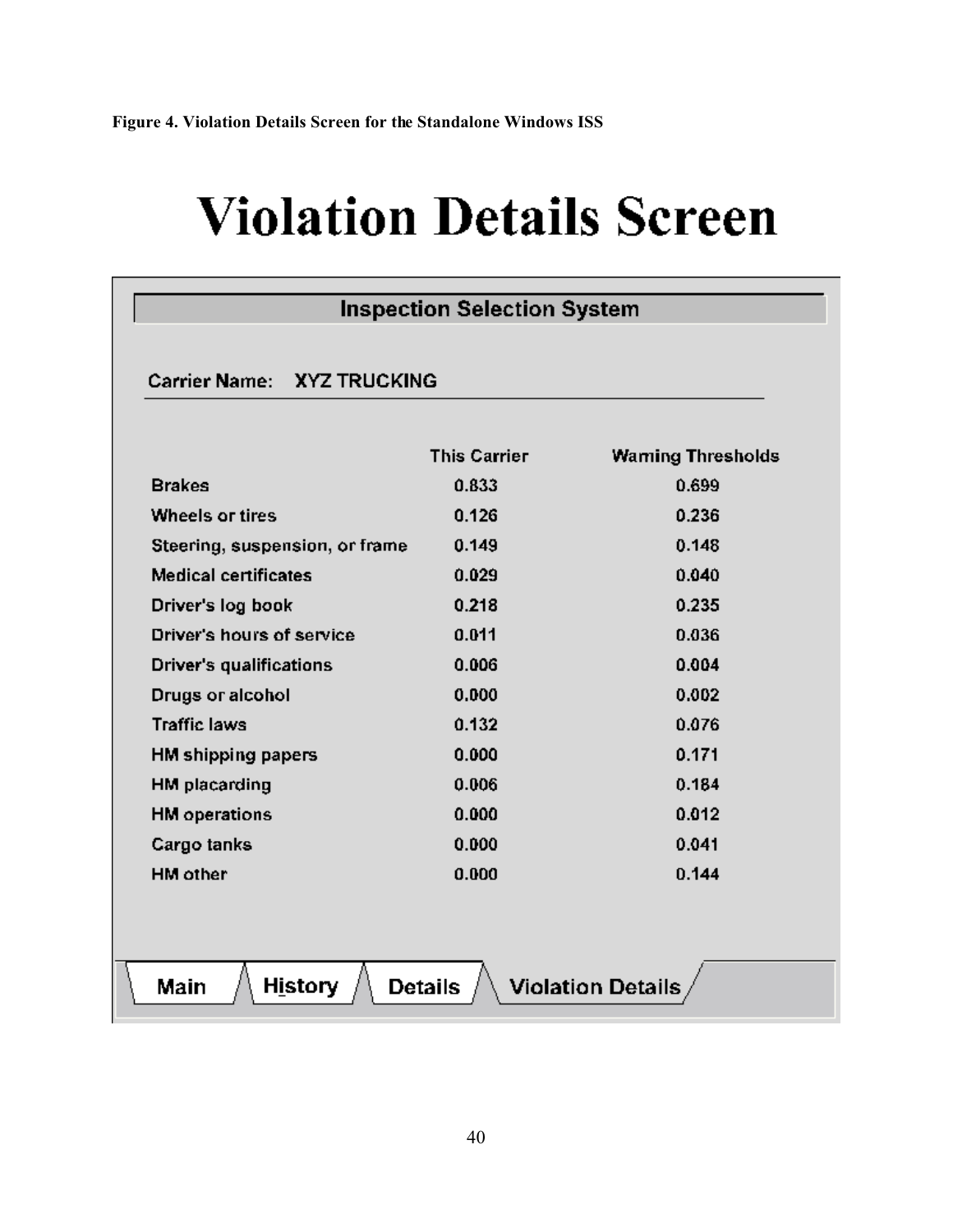**Figure 4. Violation Details Screen for the Standalone Windows ISS**

# Violation Details Screen

**Inspection Selection System**

Carrier Name: XYZ TRUCKING

| | This Carrier | Warning Thresholds |
|---|---|---|
| Brakes | 0.833 | 0.699 |
| Wheels or tires | 0.126 | 0.236 |
| Steering, suspension, or frame | 0.149 | 0.148 |
| Medical certificates | 0.029 | 0.040 |
| Driver's log book | 0.218 | 0.235 |
| Driver's hours of service | 0.011 | 0.036 |
| Driver's qualifications | 0.006 | 0.004 |
| Drugs or alcohol | 0.000 | 0.002 |
| Traffic laws | 0.132 | 0.076 |
| HM shipping papers | 0.000 | 0.171 |
| HM placarding | 0.006 | 0.184 |
| HM operations | 0.000 | 0.012 |
| Cargo tanks | 0.000 | 0.041 |
| HM other | 0.000 | 0.144 |

Main | History | Details | Violation Details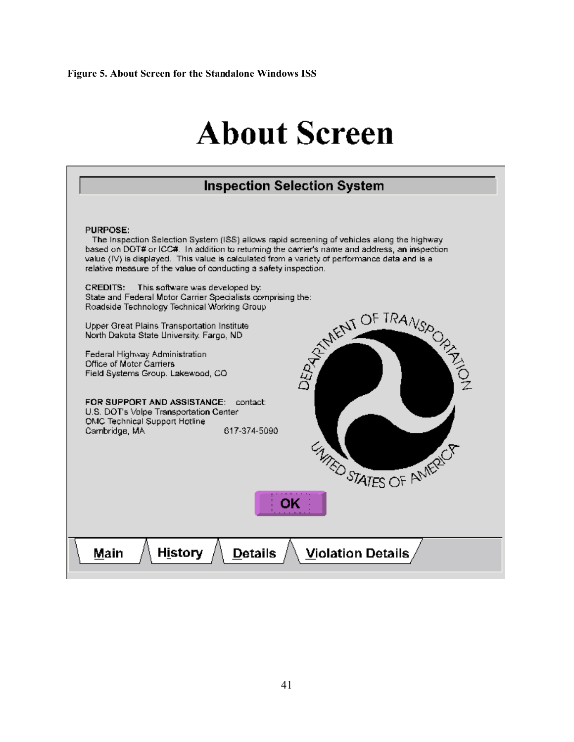**Figure 5. About Screen for the Standalone Windows ISS**

# About Screen

## Inspection Selection System

PURPOSE:
The Inspection Selection System (ISS) allows rapid screening of vehicles along the highway based on DOT# or ICC#. In addition to returning the carrier's name and address, an inspection value (IV) is displayed. This value is calculated from a variety of performance data and is a relative measure of the value of conducting a safety inspection.

CREDITS: This software was developed by:
State and Federal Motor Carrier Specialists comprising the:
Roadside Technology Technical Working Group

Upper Great Plains Transportation Institute
North Dakota State University. Fargo, ND

Federal Highway Administration
Office of Motor Carriers
Field Systems Group. Lakewood, CO

FOR SUPPORT AND ASSISTANCE: contact:
U.S. DOT's Volpe Transportation Center
OMC Technical Support Hotline
Cambridge, MA 617-374-5090

DEPARTMENT OF TRANSPORTATION
UNITED STATES OF AMERICA

OK

Main | History | Details | Violation Details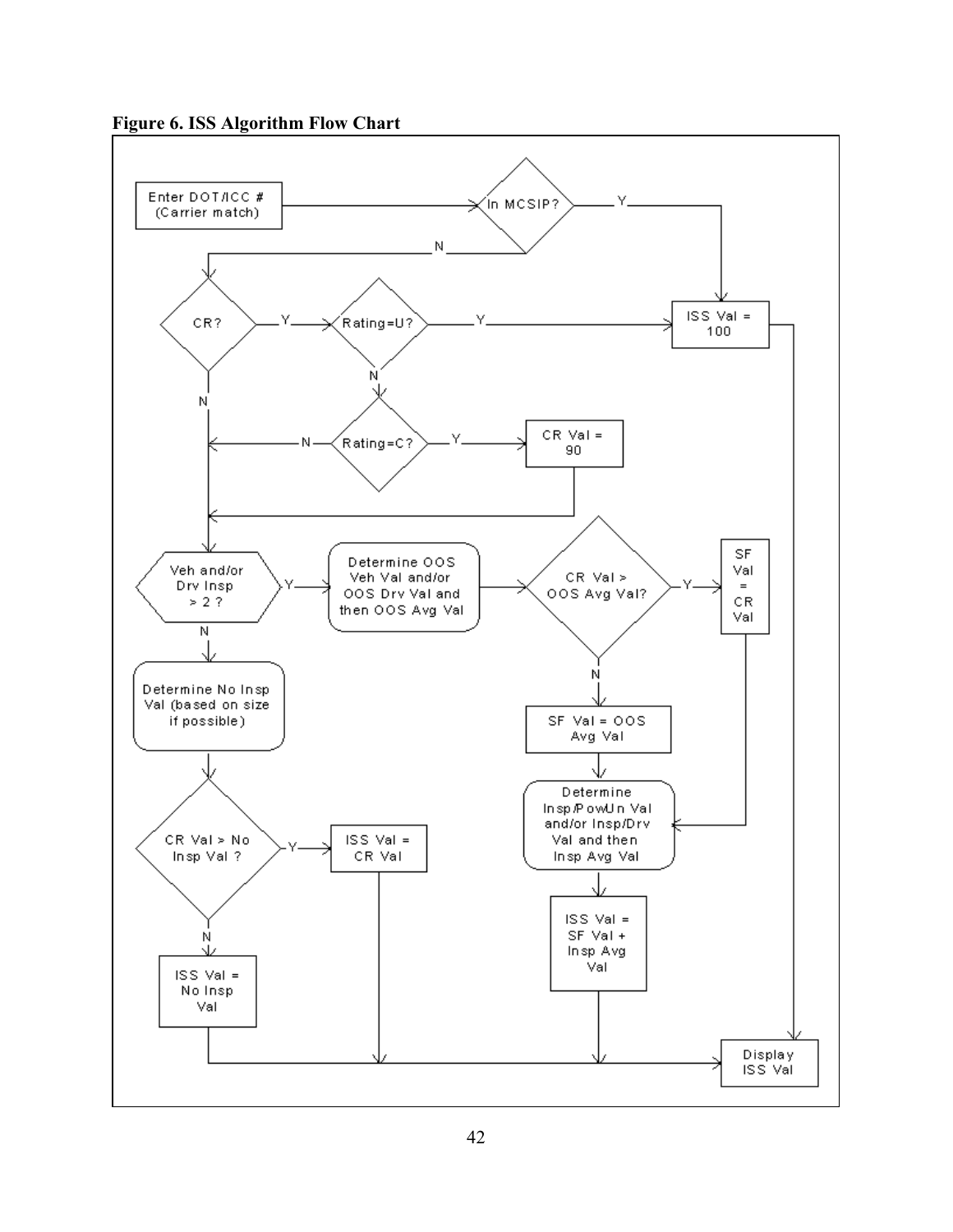**Figure 6. ISS Algorithm Flow Chart**

Enter DOT/ICC # (Carrier match)

In MCSIP?

Y

N

CR?

Y

Rating=U?

Y

ISS Val = 100

N

N

Rating=C?

Y

CR Val = 90

N

Veh and/or Drv Insp > 2 ?

Y

Determine OOS Veh Val and/or OOS Drv Val and then OOS Avg Val

CR Val > OOS Avg Val?

Y

SF Val = CR Val

N

SF Val = OOS Avg Val

Determine Insp/PowUn Val and/or Insp/Drv Val and then Insp Avg Val

ISS Val = SF Val + Insp Avg Val

N

Determine No Insp Val (based on size if possible)

CR Val > No Insp Val ?

Y

ISS Val = CR Val

N

ISS Val = No Insp Val

Display ISS Val